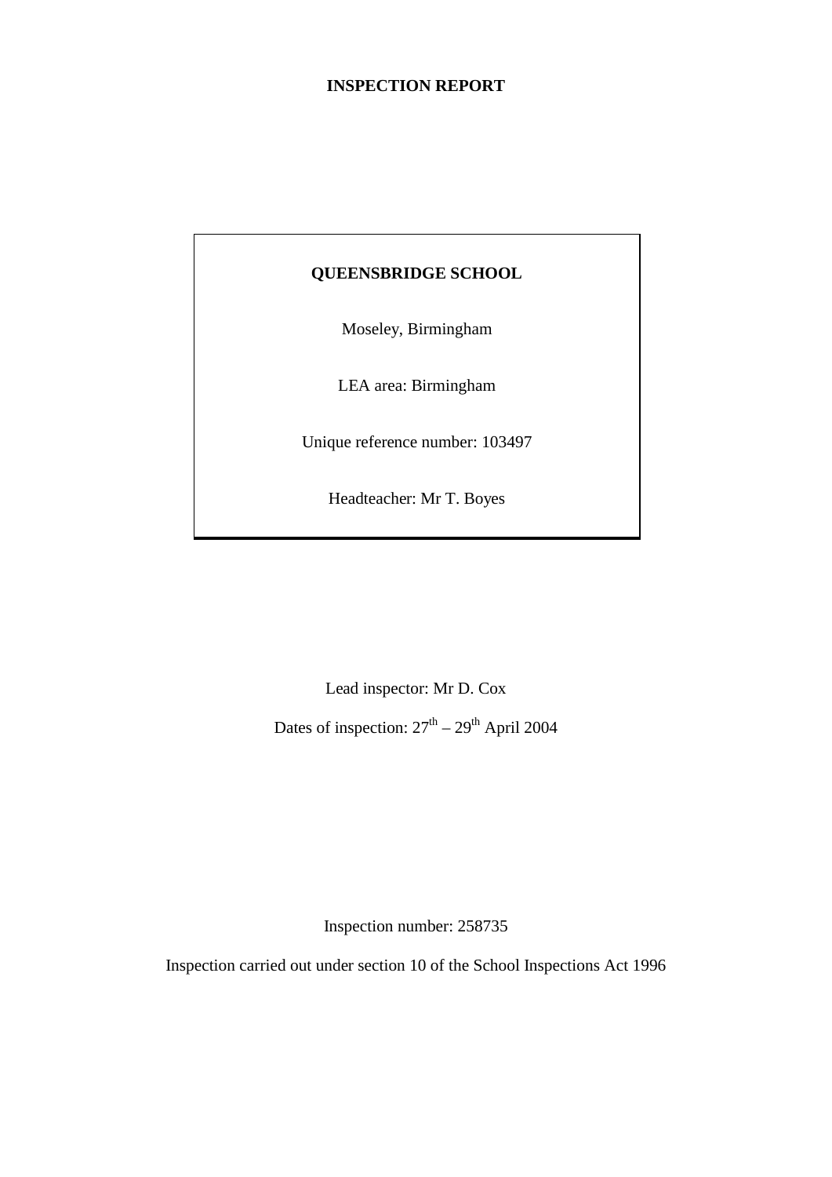# INSPECTION REPORT

## QUEENSBRIDGE SCHOOL

Moseley, Birmingham

LEA area: Birmingham

Unique reference number: 103497

Headteacher: Mr T. Boyes

Lead inspector: Mr D. Cox

Dates of inspection: 27th – 29th April 2004

Inspection number: 258735

Inspection carried out under section 10 of the School Inspections Act 1996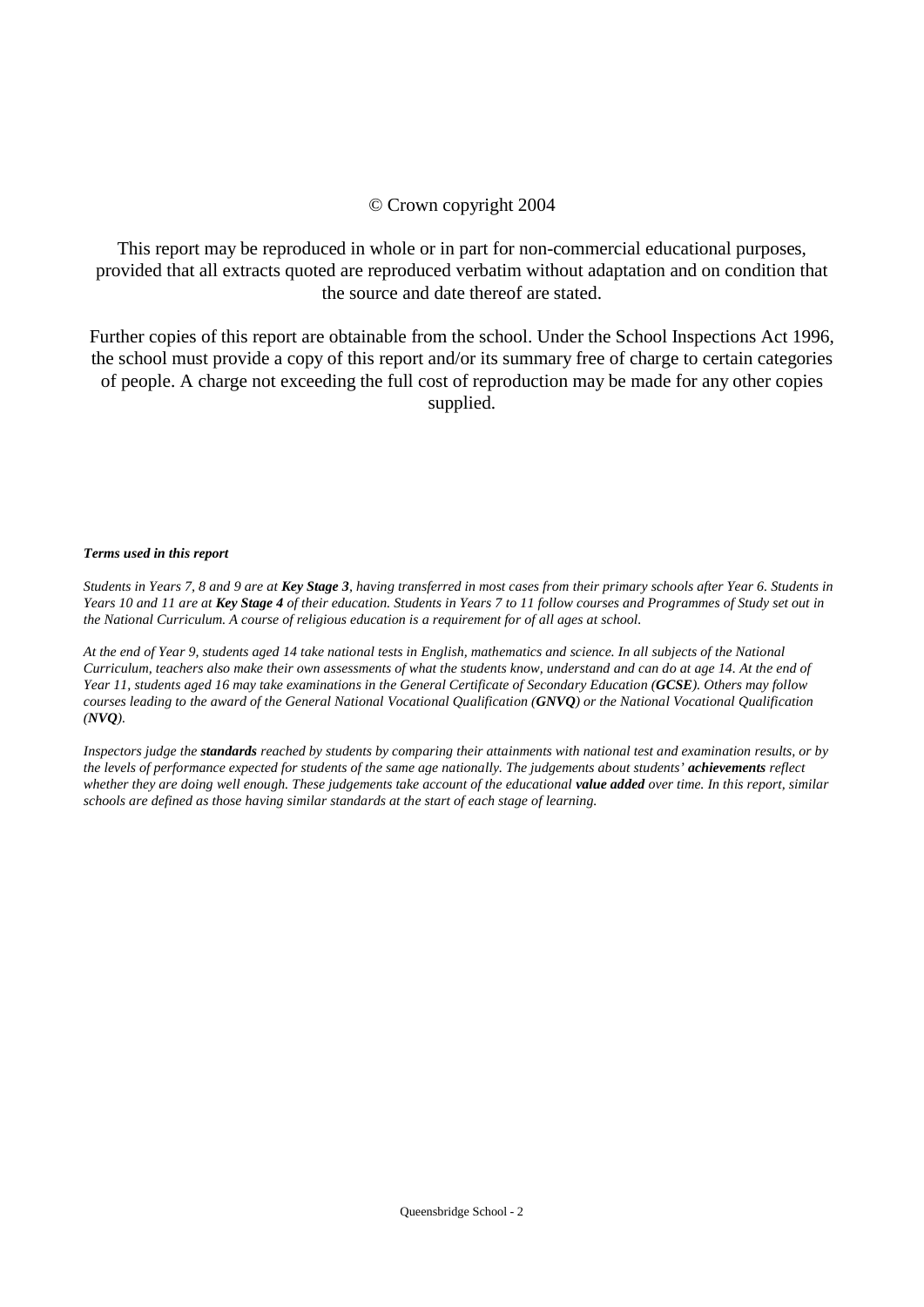© Crown copyright 2004

This report may be reproduced in whole or in part for non-commercial educational purposes, provided that all extracts quoted are reproduced verbatim without adaptation and on condition that the source and date thereof are stated.

Further copies of this report are obtainable from the school. Under the School Inspections Act 1996, the school must provide a copy of this report and/or its summary free of charge to certain categories of people. A charge not exceeding the full cost of reproduction may be made for any other copies supplied.

***Terms used in this report***

*Students in Years 7, 8 and 9 are at **Key Stage 3**, having transferred in most cases from their primary schools after Year 6. Students in Years 10 and 11 are at **Key Stage 4** of their education. Students in Years 7 to 11 follow courses and Programmes of Study set out in the National Curriculum. A course of religious education is a requirement for of all ages at school.*

*At the end of Year 9, students aged 14 take national tests in English, mathematics and science. In all subjects of the National Curriculum, teachers also make their own assessments of what the students know, understand and can do at age 14. At the end of Year 11, students aged 16 may take examinations in the General Certificate of Secondary Education (**GCSE**). Others may follow courses leading to the award of the General National Vocational Qualification (**GNVQ**) or the National Vocational Qualification (**NVQ**).*

*Inspectors judge the **standards** reached by students by comparing their attainments with national test and examination results, or by the levels of performance expected for students of the same age nationally. The judgements about students' **achievements** reflect whether they are doing well enough. These judgements take account of the educational **value added** over time. In this report, similar schools are defined as those having similar standards at the start of each stage of learning.*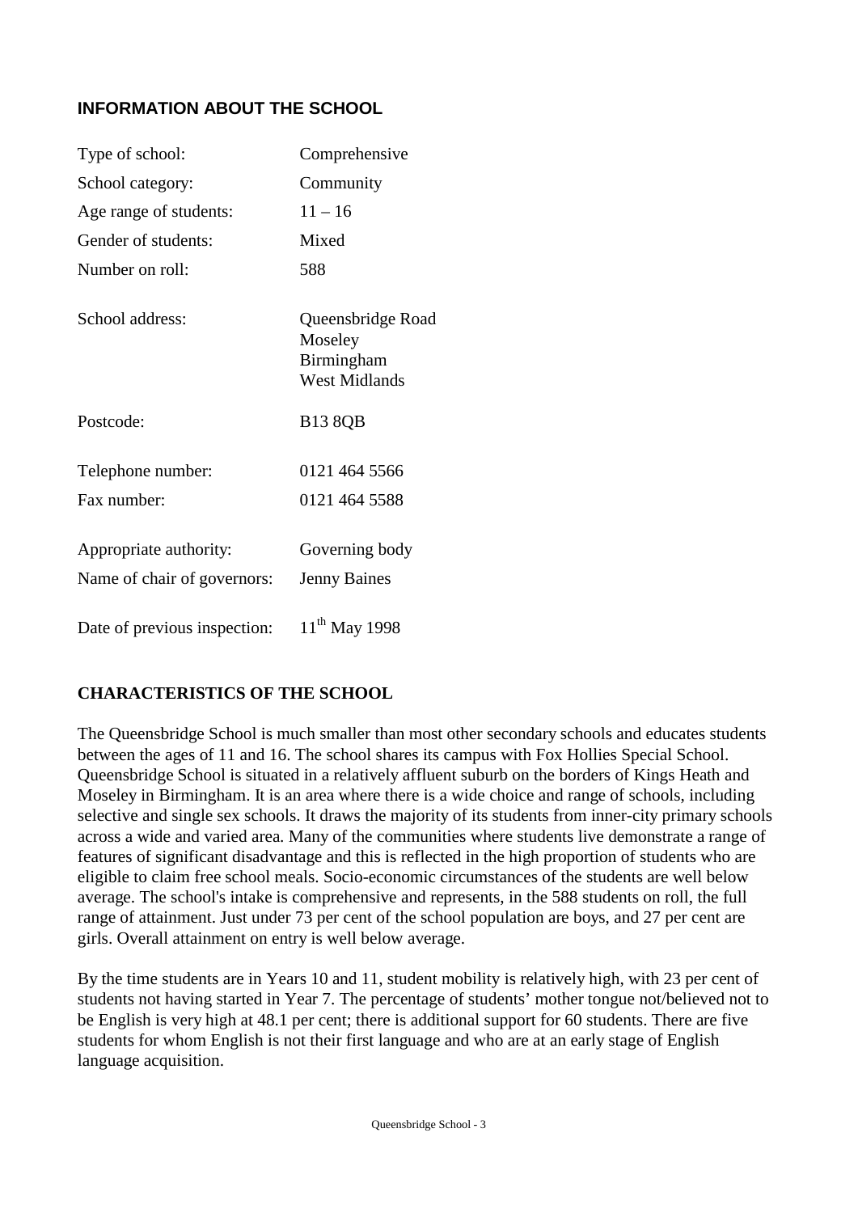## INFORMATION ABOUT THE SCHOOL

| | |
|---|---|
| Type of school: | Comprehensive |
| School category: | Community |
| Age range of students: | 11 – 16 |
| Gender of students: | Mixed |
| Number on roll: | 588 |
| School address: | Queensbridge Road<br>Moseley<br>Birmingham<br>West Midlands |
| Postcode: | B13 8QB |
| Telephone number: | 0121 464 5566 |
| Fax number: | 0121 464 5588 |
| Appropriate authority: | Governing body |
| Name of chair of governors: | Jenny Baines |
| Date of previous inspection: | 11th May 1998 |

## CHARACTERISTICS OF THE SCHOOL

The Queensbridge School is much smaller than most other secondary schools and educates students between the ages of 11 and 16. The school shares its campus with Fox Hollies Special School. Queensbridge School is situated in a relatively affluent suburb on the borders of Kings Heath and Moseley in Birmingham. It is an area where there is a wide choice and range of schools, including selective and single sex schools. It draws the majority of its students from inner-city primary schools across a wide and varied area. Many of the communities where students live demonstrate a range of features of significant disadvantage and this is reflected in the high proportion of students who are eligible to claim free school meals. Socio-economic circumstances of the students are well below average. The school's intake is comprehensive and represents, in the 588 students on roll, the full range of attainment. Just under 73 per cent of the school population are boys, and 27 per cent are girls. Overall attainment on entry is well below average.

By the time students are in Years 10 and 11, student mobility is relatively high, with 23 per cent of students not having started in Year 7. The percentage of students' mother tongue not/believed not to be English is very high at 48.1 per cent; there is additional support for 60 students. There are five students for whom English is not their first language and who are at an early stage of English language acquisition.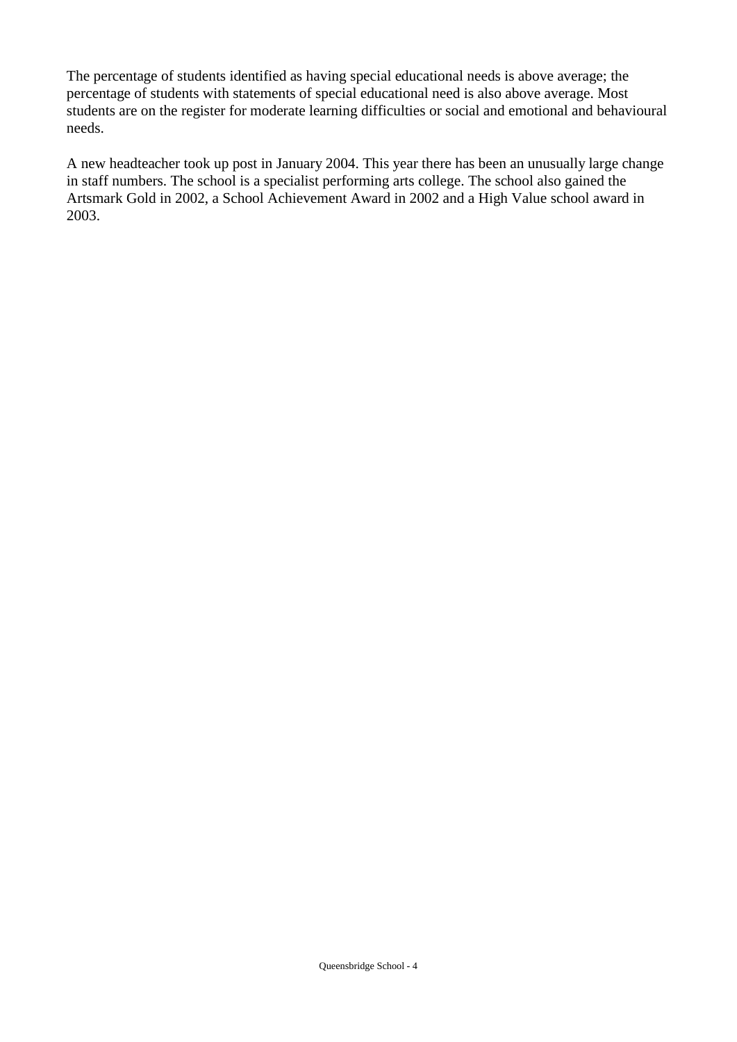The percentage of students identified as having special educational needs is above average; the percentage of students with statements of special educational need is also above average. Most students are on the register for moderate learning difficulties or social and emotional and behavioural needs.

A new headteacher took up post in January 2004. This year there has been an unusually large change in staff numbers. The school is a specialist performing arts college. The school also gained the Artsmark Gold in 2002, a School Achievement Award in 2002 and a High Value school award in 2003.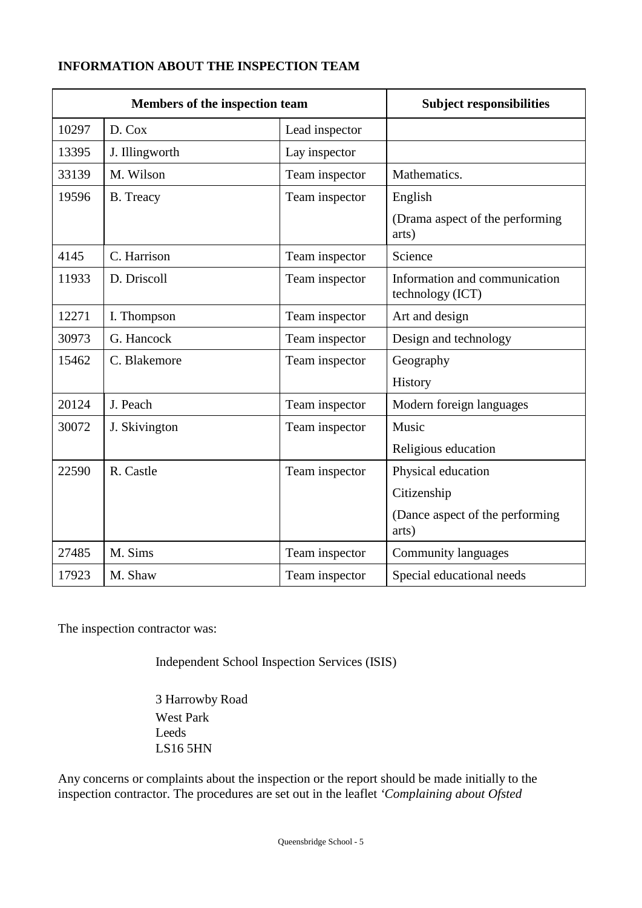**INFORMATION ABOUT THE INSPECTION TEAM**

| Members of the inspection team | | | Subject responsibilities |
|---|---|---|---|
| 10297 | D. Cox | Lead inspector | |
| 13395 | J. Illingworth | Lay inspector | |
| 33139 | M. Wilson | Team inspector | Mathematics. |
| 19596 | B. Treacy | Team inspector | English<br>(Drama aspect of the performing arts) |
| 4145 | C. Harrison | Team inspector | Science |
| 11933 | D. Driscoll | Team inspector | Information and communication technology (ICT) |
| 12271 | I. Thompson | Team inspector | Art and design |
| 30973 | G. Hancock | Team inspector | Design and technology |
| 15462 | C. Blakemore | Team inspector | Geography<br>History |
| 20124 | J. Peach | Team inspector | Modern foreign languages |
| 30072 | J. Skivington | Team inspector | Music<br>Religious education |
| 22590 | R. Castle | Team inspector | Physical education<br>Citizenship<br>(Dance aspect of the performing arts) |
| 27485 | M. Sims | Team inspector | Community languages |
| 17923 | M. Shaw | Team inspector | Special educational needs |

The inspection contractor was:

Independent School Inspection Services (ISIS)

3 Harrowby Road
West Park
Leeds
LS16 5HN

Any concerns or complaints about the inspection or the report should be made initially to the inspection contractor. The procedures are set out in the leaflet *'Complaining about Ofsted*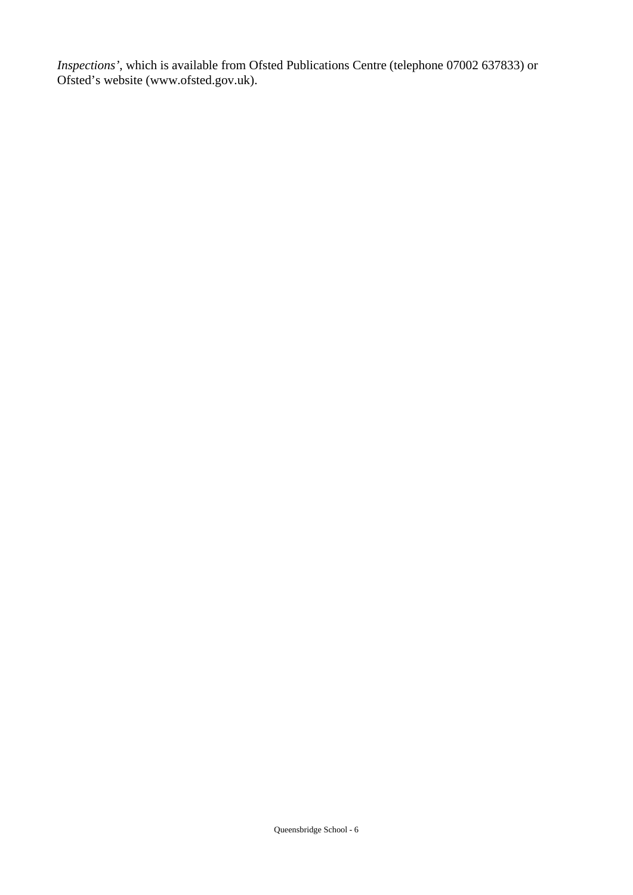*Inspections'*, which is available from Ofsted Publications Centre (telephone 07002 637833) or Ofsted's website (www.ofsted.gov.uk).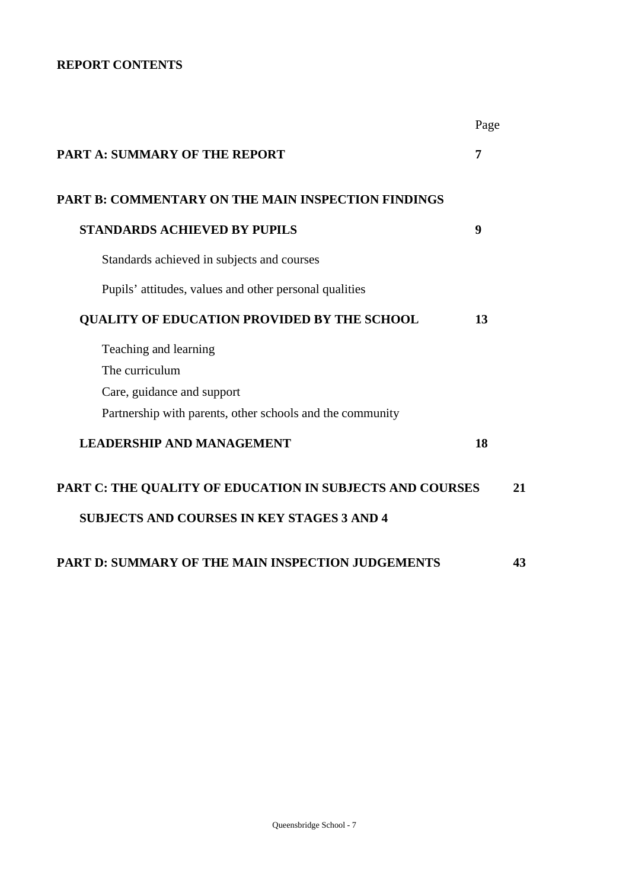**REPORT CONTENTS**

| | Page |
|---|---|
| **PART A: SUMMARY OF THE REPORT** | **7** |
| **PART B: COMMENTARY ON THE MAIN INSPECTION FINDINGS** | |
| **STANDARDS ACHIEVED BY PUPILS** | **9** |
| Standards achieved in subjects and courses | |
| Pupils' attitudes, values and other personal qualities | |
| **QUALITY OF EDUCATION PROVIDED BY THE SCHOOL** | **13** |
| Teaching and learning | |
| The curriculum | |
| Care, guidance and support | |
| Partnership with parents, other schools and the community | |
| **LEADERSHIP AND MANAGEMENT** | **18** |
| **PART C: THE QUALITY OF EDUCATION IN SUBJECTS AND COURSES** | **21** |
| **SUBJECTS AND COURSES IN KEY STAGES 3 AND 4** | |
| **PART D: SUMMARY OF THE MAIN INSPECTION JUDGEMENTS** | **43** |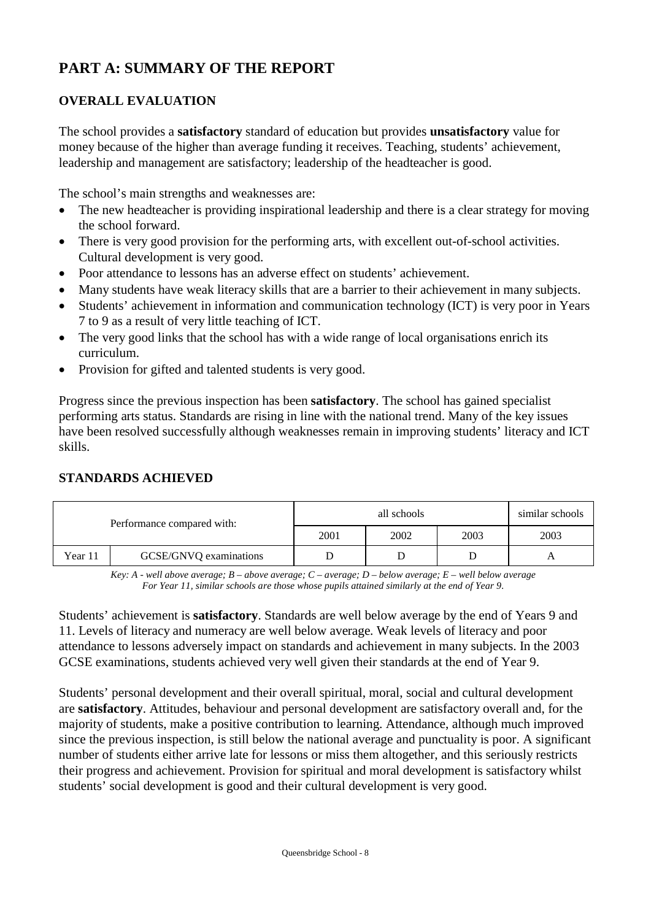# PART A: SUMMARY OF THE REPORT

## OVERALL EVALUATION

The school provides a **satisfactory** standard of education but provides **unsatisfactory** value for money because of the higher than average funding it receives. Teaching, students' achievement, leadership and management are satisfactory; leadership of the headteacher is good.

The school's main strengths and weaknesses are:

- The new headteacher is providing inspirational leadership and there is a clear strategy for moving the school forward.
- There is very good provision for the performing arts, with excellent out-of-school activities. Cultural development is very good.
- Poor attendance to lessons has an adverse effect on students' achievement.
- Many students have weak literacy skills that are a barrier to their achievement in many subjects.
- Students' achievement in information and communication technology (ICT) is very poor in Years 7 to 9 as a result of very little teaching of ICT.
- The very good links that the school has with a wide range of local organisations enrich its curriculum.
- Provision for gifted and talented students is very good.

Progress since the previous inspection has been **satisfactory**. The school has gained specialist performing arts status. Standards are rising in line with the national trend. Many of the key issues have been resolved successfully although weaknesses remain in improving students' literacy and ICT skills.

## STANDARDS ACHIEVED

| Performance compared with: | | all schools | | | similar schools |
|---|---|---|---|---|---|
| | | 2001 | 2002 | 2003 | 2003 |
| Year 11 | GCSE/GNVQ examinations | D | D | D | A |

*Key: A - well above average; B – above average; C – average; D – below average; E – well below average*
*For Year 11, similar schools are those whose pupils attained similarly at the end of Year 9.*

Students' achievement is **satisfactory**. Standards are well below average by the end of Years 9 and 11. Levels of literacy and numeracy are well below average. Weak levels of literacy and poor attendance to lessons adversely impact on standards and achievement in many subjects. In the 2003 GCSE examinations, students achieved very well given their standards at the end of Year 9.

Students' personal development and their overall spiritual, moral, social and cultural development are **satisfactory**. Attitudes, behaviour and personal development are satisfactory overall and, for the majority of students, make a positive contribution to learning. Attendance, although much improved since the previous inspection, is still below the national average and punctuality is poor. A significant number of students either arrive late for lessons or miss them altogether, and this seriously restricts their progress and achievement. Provision for spiritual and moral development is satisfactory whilst students' social development is good and their cultural development is very good.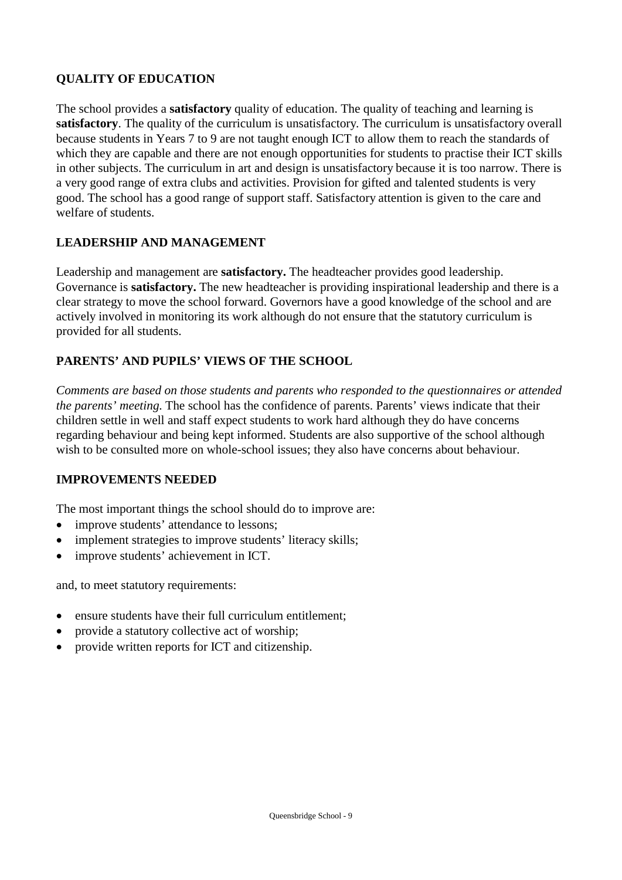## QUALITY OF EDUCATION

The school provides a **satisfactory** quality of education. The quality of teaching and learning is **satisfactory**. The quality of the curriculum is unsatisfactory. The curriculum is unsatisfactory overall because students in Years 7 to 9 are not taught enough ICT to allow them to reach the standards of which they are capable and there are not enough opportunities for students to practise their ICT skills in other subjects. The curriculum in art and design is unsatisfactory because it is too narrow. There is a very good range of extra clubs and activities. Provision for gifted and talented students is very good. The school has a good range of support staff. Satisfactory attention is given to the care and welfare of students.

## LEADERSHIP AND MANAGEMENT

Leadership and management are **satisfactory.** The headteacher provides good leadership. Governance is **satisfactory.** The new headteacher is providing inspirational leadership and there is a clear strategy to move the school forward. Governors have a good knowledge of the school and are actively involved in monitoring its work although do not ensure that the statutory curriculum is provided for all students.

## PARENTS' AND PUPILS' VIEWS OF THE SCHOOL

*Comments are based on those students and parents who responded to the questionnaires or attended the parents' meeting.* The school has the confidence of parents. Parents' views indicate that their children settle in well and staff expect students to work hard although they do have concerns regarding behaviour and being kept informed. Students are also supportive of the school although wish to be consulted more on whole-school issues; they also have concerns about behaviour.

## IMPROVEMENTS NEEDED

The most important things the school should do to improve are:

- improve students' attendance to lessons;
- implement strategies to improve students' literacy skills;
- improve students' achievement in ICT.

and, to meet statutory requirements:

- ensure students have their full curriculum entitlement;
- provide a statutory collective act of worship;
- provide written reports for ICT and citizenship.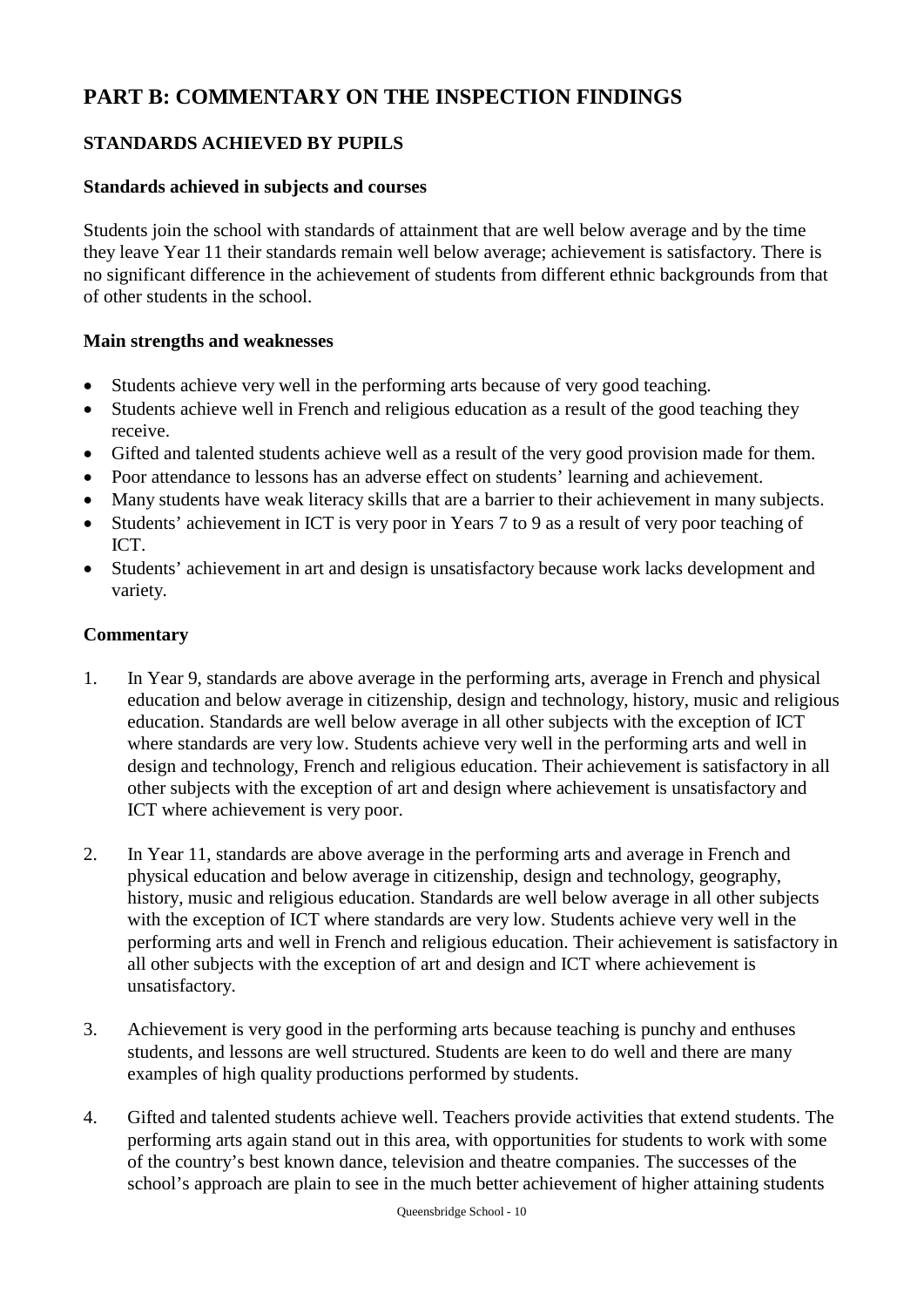# PART B: COMMENTARY ON THE INSPECTION FINDINGS

## STANDARDS ACHIEVED BY PUPILS

### Standards achieved in subjects and courses

Students join the school with standards of attainment that are well below average and by the time they leave Year 11 their standards remain well below average; achievement is satisfactory. There is no significant difference in the achievement of students from different ethnic backgrounds from that of other students in the school.

### Main strengths and weaknesses

- Students achieve very well in the performing arts because of very good teaching.
- Students achieve well in French and religious education as a result of the good teaching they receive.
- Gifted and talented students achieve well as a result of the very good provision made for them.
- Poor attendance to lessons has an adverse effect on students' learning and achievement.
- Many students have weak literacy skills that are a barrier to their achievement in many subjects.
- Students' achievement in ICT is very poor in Years 7 to 9 as a result of very poor teaching of ICT.
- Students' achievement in art and design is unsatisfactory because work lacks development and variety.

### Commentary

1. In Year 9, standards are above average in the performing arts, average in French and physical education and below average in citizenship, design and technology, history, music and religious education. Standards are well below average in all other subjects with the exception of ICT where standards are very low. Students achieve very well in the performing arts and well in design and technology, French and religious education. Their achievement is satisfactory in all other subjects with the exception of art and design where achievement is unsatisfactory and ICT where achievement is very poor.

2. In Year 11, standards are above average in the performing arts and average in French and physical education and below average in citizenship, design and technology, geography, history, music and religious education. Standards are well below average in all other subjects with the exception of ICT where standards are very low. Students achieve very well in the performing arts and well in French and religious education. Their achievement is satisfactory in all other subjects with the exception of art and design and ICT where achievement is unsatisfactory.

3. Achievement is very good in the performing arts because teaching is punchy and enthuses students, and lessons are well structured. Students are keen to do well and there are many examples of high quality productions performed by students.

4. Gifted and talented students achieve well. Teachers provide activities that extend students. The performing arts again stand out in this area, with opportunities for students to work with some of the country's best known dance, television and theatre companies. The successes of the school's approach are plain to see in the much better achievement of higher attaining students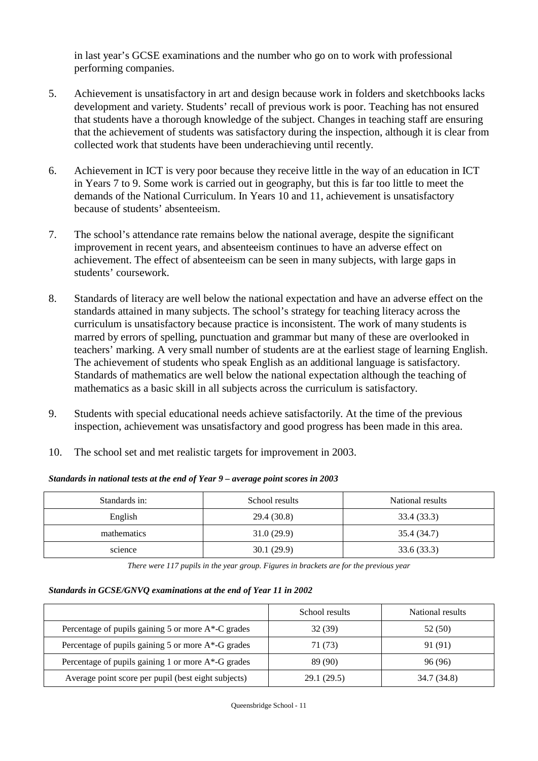in last year's GCSE examinations and the number who go on to work with professional performing companies.

5. Achievement is unsatisfactory in art and design because work in folders and sketchbooks lacks development and variety. Students' recall of previous work is poor. Teaching has not ensured that students have a thorough knowledge of the subject. Changes in teaching staff are ensuring that the achievement of students was satisfactory during the inspection, although it is clear from collected work that students have been underachieving until recently.

6. Achievement in ICT is very poor because they receive little in the way of an education in ICT in Years 7 to 9. Some work is carried out in geography, but this is far too little to meet the demands of the National Curriculum. In Years 10 and 11, achievement is unsatisfactory because of students' absenteeism.

7. The school's attendance rate remains below the national average, despite the significant improvement in recent years, and absenteeism continues to have an adverse effect on achievement. The effect of absenteeism can be seen in many subjects, with large gaps in students' coursework.

8. Standards of literacy are well below the national expectation and have an adverse effect on the standards attained in many subjects. The school's strategy for teaching literacy across the curriculum is unsatisfactory because practice is inconsistent. The work of many students is marred by errors of spelling, punctuation and grammar but many of these are overlooked in teachers' marking. A very small number of students are at the earliest stage of learning English. The achievement of students who speak English as an additional language is satisfactory. Standards of mathematics are well below the national expectation although the teaching of mathematics as a basic skill in all subjects across the curriculum is satisfactory.

9. Students with special educational needs achieve satisfactorily. At the time of the previous inspection, achievement was unsatisfactory and good progress has been made in this area.

10. The school set and met realistic targets for improvement in 2003.

***Standards in national tests at the end of Year 9 – average point scores in 2003***

| Standards in: | School results | National results |
|---|---|---|
| English | 29.4 (30.8) | 33.4 (33.3) |
| mathematics | 31.0 (29.9) | 35.4 (34.7) |
| science | 30.1 (29.9) | 33.6 (33.3) |

*There were 117 pupils in the year group. Figures in brackets are for the previous year*

***Standards in GCSE/GNVQ examinations at the end of Year 11 in 2002***

| | School results | National results |
|---|---|---|
| Percentage of pupils gaining 5 or more A*-C grades | 32 (39) | 52 (50) |
| Percentage of pupils gaining 5 or more A*-G grades | 71 (73) | 91 (91) |
| Percentage of pupils gaining 1 or more A*-G grades | 89 (90) | 96 (96) |
| Average point score per pupil (best eight subjects) | 29.1 (29.5) | 34.7 (34.8) |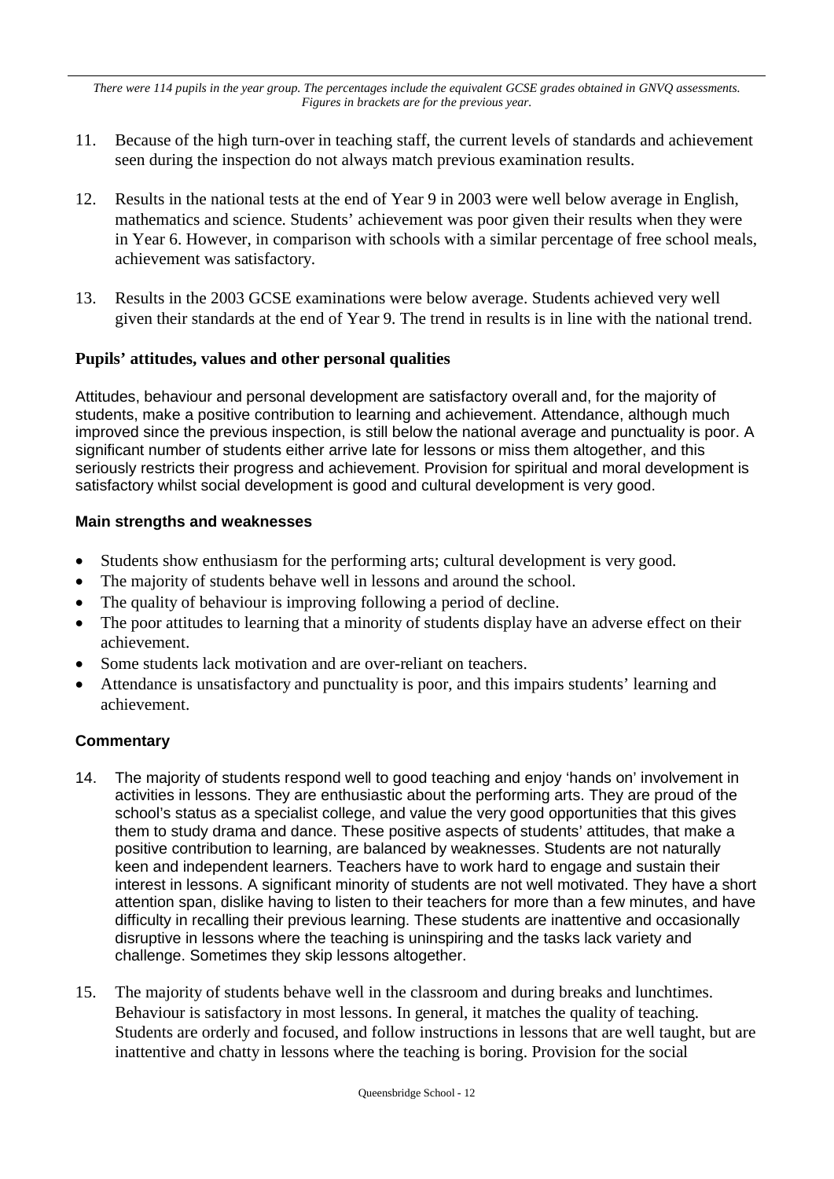*There were 114 pupils in the year group. The percentages include the equivalent GCSE grades obtained in GNVQ assessments. Figures in brackets are for the previous year.*

11. Because of the high turn-over in teaching staff, the current levels of standards and achievement seen during the inspection do not always match previous examination results.

12. Results in the national tests at the end of Year 9 in 2003 were well below average in English, mathematics and science. Students' achievement was poor given their results when they were in Year 6. However, in comparison with schools with a similar percentage of free school meals, achievement was satisfactory.

13. Results in the 2003 GCSE examinations were below average. Students achieved very well given their standards at the end of Year 9. The trend in results is in line with the national trend.

### Pupils' attitudes, values and other personal qualities

Attitudes, behaviour and personal development are satisfactory overall and, for the majority of students, make a positive contribution to learning and achievement. Attendance, although much improved since the previous inspection, is still below the national average and punctuality is poor. A significant number of students either arrive late for lessons or miss them altogether, and this seriously restricts their progress and achievement. Provision for spiritual and moral development is satisfactory whilst social development is good and cultural development is very good.

#### Main strengths and weaknesses

- Students show enthusiasm for the performing arts; cultural development is very good.
- The majority of students behave well in lessons and around the school.
- The quality of behaviour is improving following a period of decline.
- The poor attitudes to learning that a minority of students display have an adverse effect on their achievement.
- Some students lack motivation and are over-reliant on teachers.
- Attendance is unsatisfactory and punctuality is poor, and this impairs students' learning and achievement.

#### Commentary

14. The majority of students respond well to good teaching and enjoy 'hands on' involvement in activities in lessons. They are enthusiastic about the performing arts. They are proud of the school's status as a specialist college, and value the very good opportunities that this gives them to study drama and dance. These positive aspects of students' attitudes, that make a positive contribution to learning, are balanced by weaknesses. Students are not naturally keen and independent learners. Teachers have to work hard to engage and sustain their interest in lessons. A significant minority of students are not well motivated. They have a short attention span, dislike having to listen to their teachers for more than a few minutes, and have difficulty in recalling their previous learning. These students are inattentive and occasionally disruptive in lessons where the teaching is uninspiring and the tasks lack variety and challenge. Sometimes they skip lessons altogether.

15. The majority of students behave well in the classroom and during breaks and lunchtimes. Behaviour is satisfactory in most lessons. In general, it matches the quality of teaching. Students are orderly and focused, and follow instructions in lessons that are well taught, but are inattentive and chatty in lessons where the teaching is boring. Provision for the social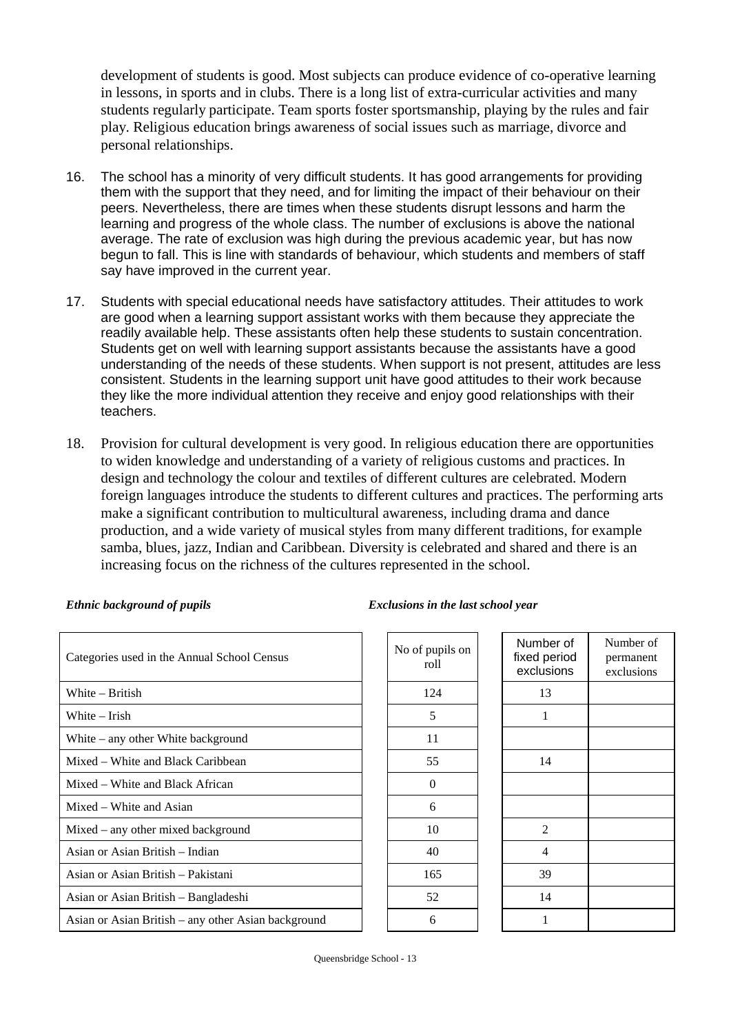development of students is good. Most subjects can produce evidence of co-operative learning in lessons, in sports and in clubs. There is a long list of extra-curricular activities and many students regularly participate. Team sports foster sportsmanship, playing by the rules and fair play. Religious education brings awareness of social issues such as marriage, divorce and personal relationships.

16. The school has a minority of very difficult students. It has good arrangements for providing them with the support that they need, and for limiting the impact of their behaviour on their peers. Nevertheless, there are times when these students disrupt lessons and harm the learning and progress of the whole class. The number of exclusions is above the national average. The rate of exclusion was high during the previous academic year, but has now begun to fall. This is line with standards of behaviour, which students and members of staff say have improved in the current year.

17. Students with special educational needs have satisfactory attitudes. Their attitudes to work are good when a learning support assistant works with them because they appreciate the readily available help. These assistants often help these students to sustain concentration. Students get on well with learning support assistants because the assistants have a good understanding of the needs of these students. When support is not present, attitudes are less consistent. Students in the learning support unit have good attitudes to their work because they like the more individual attention they receive and enjoy good relationships with their teachers.

18. Provision for cultural development is very good. In religious education there are opportunities to widen knowledge and understanding of a variety of religious customs and practices. In design and technology the colour and textiles of different cultures are celebrated. Modern foreign languages introduce the students to different cultures and practices. The performing arts make a significant contribution to multicultural awareness, including drama and dance production, and a wide variety of musical styles from many different traditions, for example samba, blues, jazz, Indian and Caribbean. Diversity is celebrated and shared and there is an increasing focus on the richness of the cultures represented in the school.

***Ethnic background of pupils*** ***Exclusions in the last school year***

| Categories used in the Annual School Census | No of pupils on roll | Number of fixed period exclusions | Number of permanent exclusions |
|---|---|---|---|
| White – British | 124 | 13 | |
| White – Irish | 5 | 1 | |
| White – any other White background | 11 | | |
| Mixed – White and Black Caribbean | 55 | 14 | |
| Mixed – White and Black African | 0 | | |
| Mixed – White and Asian | 6 | | |
| Mixed – any other mixed background | 10 | 2 | |
| Asian or Asian British – Indian | 40 | 4 | |
| Asian or Asian British – Pakistani | 165 | 39 | |
| Asian or Asian British – Bangladeshi | 52 | 14 | |
| Asian or Asian British – any other Asian background | 6 | 1 | |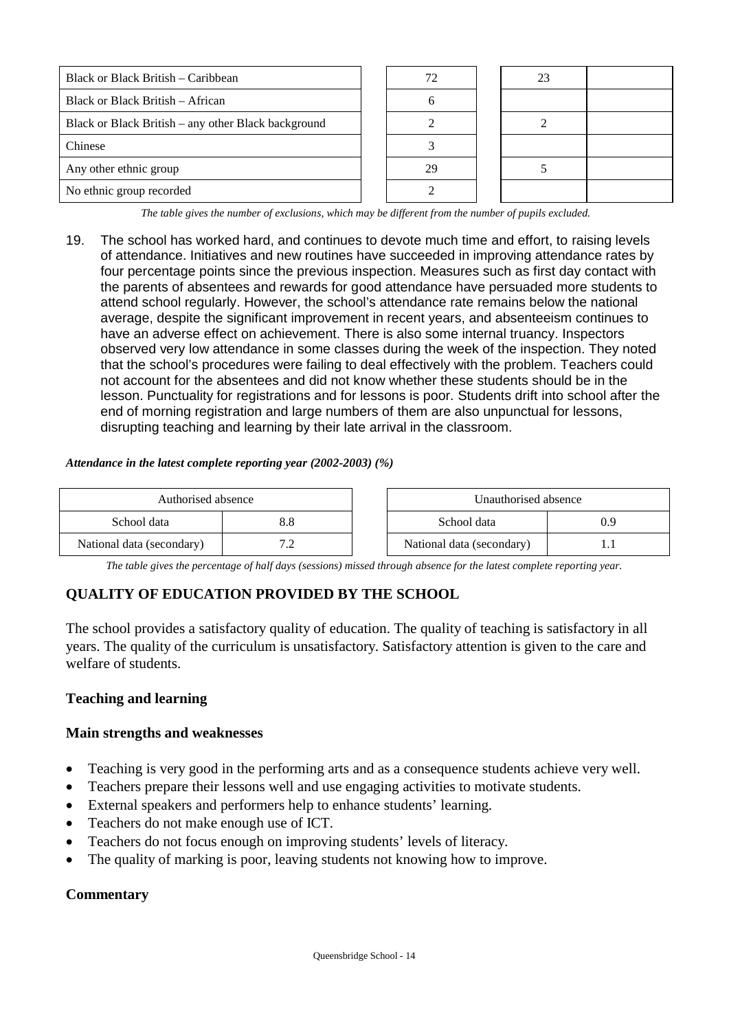| Black or Black British – Caribbean | 72 | 23 | |
|---|---|---|---|
| Black or Black British – African | 6 | | |
| Black or Black British – any other Black background | 2 | 2 | |
| Chinese | 3 | | |
| Any other ethnic group | 29 | 5 | |
| No ethnic group recorded | 2 | | |

*The table gives the number of exclusions, which may be different from the number of pupils excluded.*

19. The school has worked hard, and continues to devote much time and effort, to raising levels of attendance. Initiatives and new routines have succeeded in improving attendance rates by four percentage points since the previous inspection. Measures such as first day contact with the parents of absentees and rewards for good attendance have persuaded more students to attend school regularly. However, the school's attendance rate remains below the national average, despite the significant improvement in recent years, and absenteeism continues to have an adverse effect on achievement. There is also some internal truancy. Inspectors observed very low attendance in some classes during the week of the inspection. They noted that the school's procedures were failing to deal effectively with the problem. Teachers could not account for the absentees and did not know whether these students should be in the lesson. Punctuality for registrations and for lessons is poor. Students drift into school after the end of morning registration and large numbers of them are also unpunctual for lessons, disrupting teaching and learning by their late arrival in the classroom.

***Attendance in the latest complete reporting year (2002-2003) (%)***

| Authorised absence | |
|---|---|
| School data | 8.8 |
| National data (secondary) | 7.2 |

| Unauthorised absence | |
|---|---|
| School data | 0.9 |
| National data (secondary) | 1.1 |

*The table gives the percentage of half days (sessions) missed through absence for the latest complete reporting year.*

## QUALITY OF EDUCATION PROVIDED BY THE SCHOOL

The school provides a satisfactory quality of education. The quality of teaching is satisfactory in all years. The quality of the curriculum is unsatisfactory. Satisfactory attention is given to the care and welfare of students.

### Teaching and learning

#### Main strengths and weaknesses

- Teaching is very good in the performing arts and as a consequence students achieve very well.
- Teachers prepare their lessons well and use engaging activities to motivate students.
- External speakers and performers help to enhance students' learning.
- Teachers do not make enough use of ICT.
- Teachers do not focus enough on improving students' levels of literacy.
- The quality of marking is poor, leaving students not knowing how to improve.

#### Commentary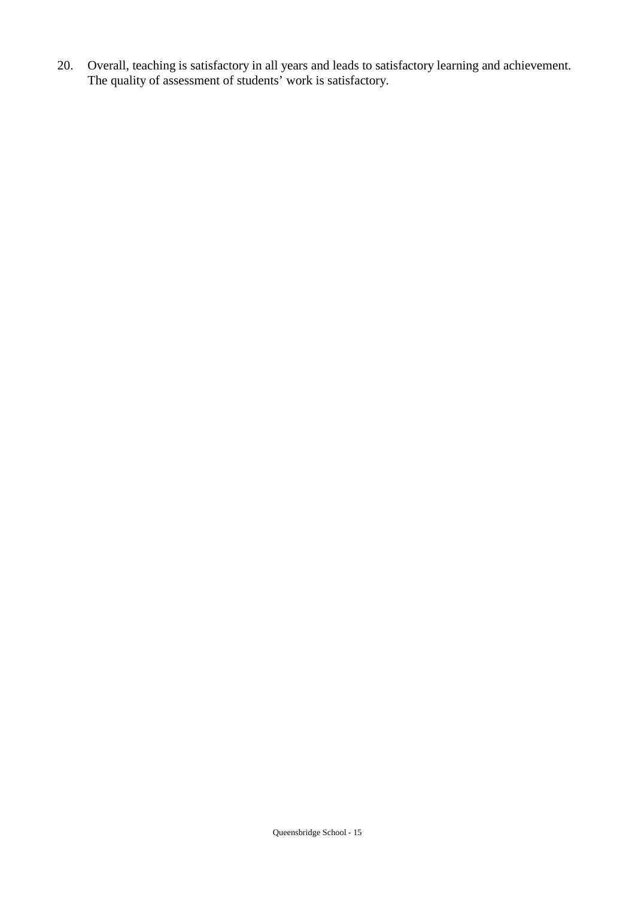20. Overall, teaching is satisfactory in all years and leads to satisfactory learning and achievement. The quality of assessment of students' work is satisfactory.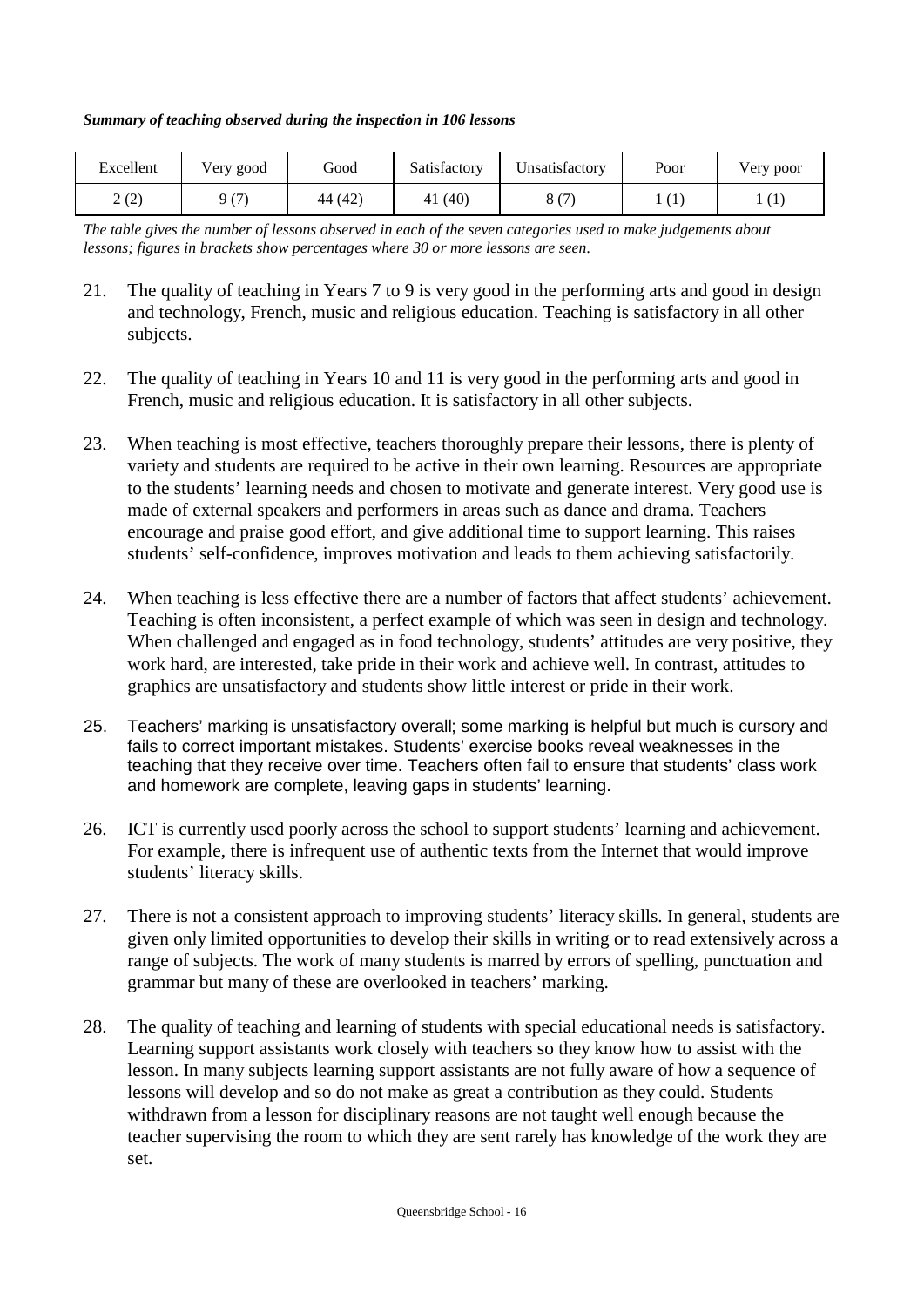***Summary of teaching observed during the inspection in 106 lessons***

| Excellent | Very good | Good | Satisfactory | Unsatisfactory | Poor | Very poor |
|---|---|---|---|---|---|---|
| 2 (2) | 9 (7) | 44 (42) | 41 (40) | 8 (7) | 1 (1) | 1 (1) |

*The table gives the number of lessons observed in each of the seven categories used to make judgements about lessons; figures in brackets show percentages where 30 or more lessons are seen.*

21. The quality of teaching in Years 7 to 9 is very good in the performing arts and good in design and technology, French, music and religious education. Teaching is satisfactory in all other subjects.

22. The quality of teaching in Years 10 and 11 is very good in the performing arts and good in French, music and religious education. It is satisfactory in all other subjects.

23. When teaching is most effective, teachers thoroughly prepare their lessons, there is plenty of variety and students are required to be active in their own learning. Resources are appropriate to the students' learning needs and chosen to motivate and generate interest. Very good use is made of external speakers and performers in areas such as dance and drama. Teachers encourage and praise good effort, and give additional time to support learning. This raises students' self-confidence, improves motivation and leads to them achieving satisfactorily.

24. When teaching is less effective there are a number of factors that affect students' achievement. Teaching is often inconsistent, a perfect example of which was seen in design and technology. When challenged and engaged as in food technology, students' attitudes are very positive, they work hard, are interested, take pride in their work and achieve well. In contrast, attitudes to graphics are unsatisfactory and students show little interest or pride in their work.

25. Teachers' marking is unsatisfactory overall; some marking is helpful but much is cursory and fails to correct important mistakes. Students' exercise books reveal weaknesses in the teaching that they receive over time. Teachers often fail to ensure that students' class work and homework are complete, leaving gaps in students' learning.

26. ICT is currently used poorly across the school to support students' learning and achievement. For example, there is infrequent use of authentic texts from the Internet that would improve students' literacy skills.

27. There is not a consistent approach to improving students' literacy skills. In general, students are given only limited opportunities to develop their skills in writing or to read extensively across a range of subjects. The work of many students is marred by errors of spelling, punctuation and grammar but many of these are overlooked in teachers' marking.

28. The quality of teaching and learning of students with special educational needs is satisfactory. Learning support assistants work closely with teachers so they know how to assist with the lesson. In many subjects learning support assistants are not fully aware of how a sequence of lessons will develop and so do not make as great a contribution as they could. Students withdrawn from a lesson for disciplinary reasons are not taught well enough because the teacher supervising the room to which they are sent rarely has knowledge of the work they are set.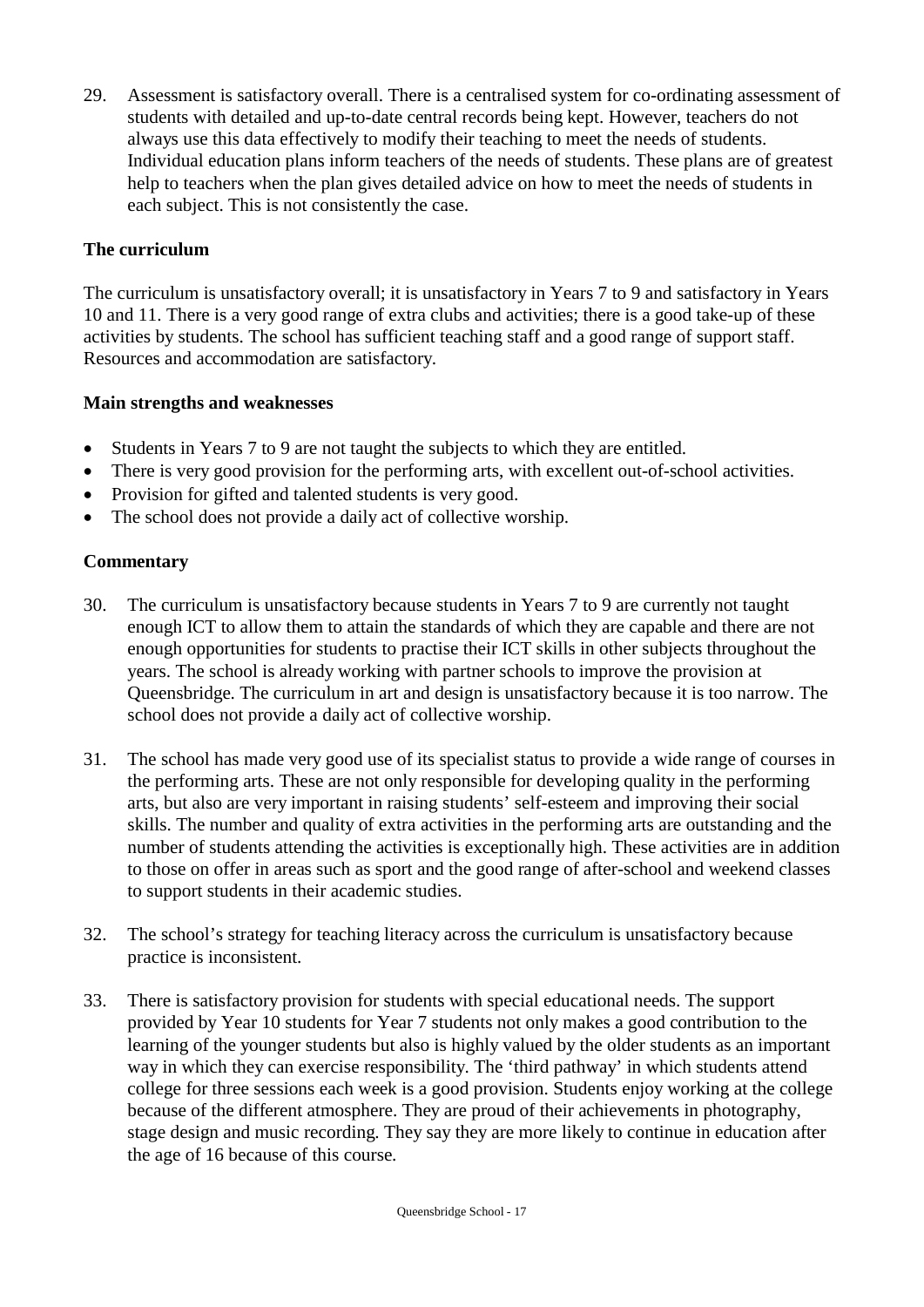29. Assessment is satisfactory overall. There is a centralised system for co-ordinating assessment of students with detailed and up-to-date central records being kept. However, teachers do not always use this data effectively to modify their teaching to meet the needs of students. Individual education plans inform teachers of the needs of students. These plans are of greatest help to teachers when the plan gives detailed advice on how to meet the needs of students in each subject. This is not consistently the case.

### The curriculum

The curriculum is unsatisfactory overall; it is unsatisfactory in Years 7 to 9 and satisfactory in Years 10 and 11. There is a very good range of extra clubs and activities; there is a good take-up of these activities by students. The school has sufficient teaching staff and a good range of support staff. Resources and accommodation are satisfactory.

#### Main strengths and weaknesses

- Students in Years 7 to 9 are not taught the subjects to which they are entitled.
- There is very good provision for the performing arts, with excellent out-of-school activities.
- Provision for gifted and talented students is very good.
- The school does not provide a daily act of collective worship.

#### Commentary

30. The curriculum is unsatisfactory because students in Years 7 to 9 are currently not taught enough ICT to allow them to attain the standards of which they are capable and there are not enough opportunities for students to practise their ICT skills in other subjects throughout the years. The school is already working with partner schools to improve the provision at Queensbridge. The curriculum in art and design is unsatisfactory because it is too narrow. The school does not provide a daily act of collective worship.

31. The school has made very good use of its specialist status to provide a wide range of courses in the performing arts. These are not only responsible for developing quality in the performing arts, but also are very important in raising students' self-esteem and improving their social skills. The number and quality of extra activities in the performing arts are outstanding and the number of students attending the activities is exceptionally high. These activities are in addition to those on offer in areas such as sport and the good range of after-school and weekend classes to support students in their academic studies.

32. The school's strategy for teaching literacy across the curriculum is unsatisfactory because practice is inconsistent.

33. There is satisfactory provision for students with special educational needs. The support provided by Year 10 students for Year 7 students not only makes a good contribution to the learning of the younger students but also is highly valued by the older students as an important way in which they can exercise responsibility. The 'third pathway' in which students attend college for three sessions each week is a good provision. Students enjoy working at the college because of the different atmosphere. They are proud of their achievements in photography, stage design and music recording. They say they are more likely to continue in education after the age of 16 because of this course.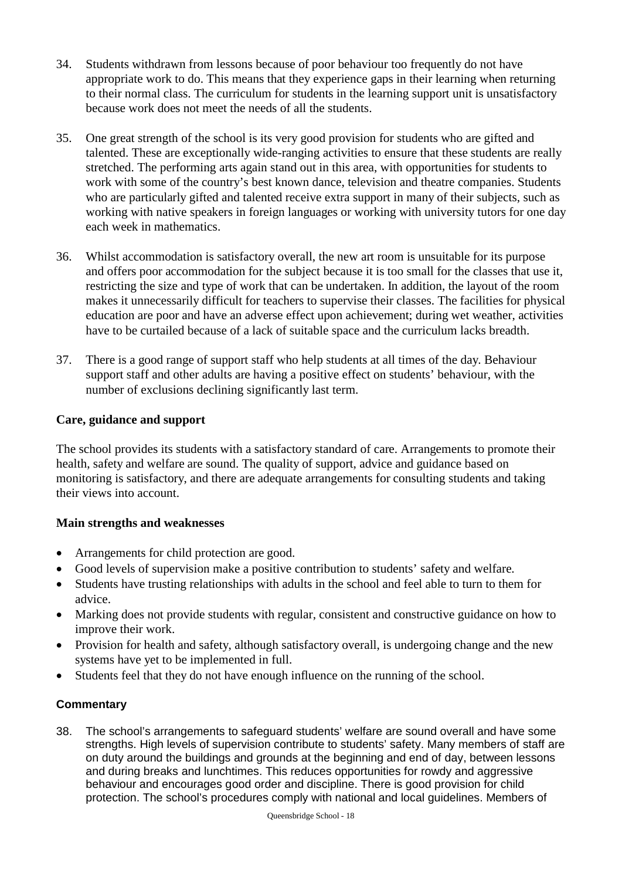34. Students withdrawn from lessons because of poor behaviour too frequently do not have appropriate work to do. This means that they experience gaps in their learning when returning to their normal class. The curriculum for students in the learning support unit is unsatisfactory because work does not meet the needs of all the students.

35. One great strength of the school is its very good provision for students who are gifted and talented. These are exceptionally wide-ranging activities to ensure that these students are really stretched. The performing arts again stand out in this area, with opportunities for students to work with some of the country's best known dance, television and theatre companies. Students who are particularly gifted and talented receive extra support in many of their subjects, such as working with native speakers in foreign languages or working with university tutors for one day each week in mathematics.

36. Whilst accommodation is satisfactory overall, the new art room is unsuitable for its purpose and offers poor accommodation for the subject because it is too small for the classes that use it, restricting the size and type of work that can be undertaken. In addition, the layout of the room makes it unnecessarily difficult for teachers to supervise their classes. The facilities for physical education are poor and have an adverse effect upon achievement; during wet weather, activities have to be curtailed because of a lack of suitable space and the curriculum lacks breadth.

37. There is a good range of support staff who help students at all times of the day. Behaviour support staff and other adults are having a positive effect on students' behaviour, with the number of exclusions declining significantly last term.

### Care, guidance and support

The school provides its students with a satisfactory standard of care. Arrangements to promote their health, safety and welfare are sound. The quality of support, advice and guidance based on monitoring is satisfactory, and there are adequate arrangements for consulting students and taking their views into account.

#### Main strengths and weaknesses

- Arrangements for child protection are good.
- Good levels of supervision make a positive contribution to students' safety and welfare.
- Students have trusting relationships with adults in the school and feel able to turn to them for advice.
- Marking does not provide students with regular, consistent and constructive guidance on how to improve their work.
- Provision for health and safety, although satisfactory overall, is undergoing change and the new systems have yet to be implemented in full.
- Students feel that they do not have enough influence on the running of the school.

#### Commentary

38. The school's arrangements to safeguard students' welfare are sound overall and have some strengths. High levels of supervision contribute to students' safety. Many members of staff are on duty around the buildings and grounds at the beginning and end of day, between lessons and during breaks and lunchtimes. This reduces opportunities for rowdy and aggressive behaviour and encourages good order and discipline. There is good provision for child protection. The school's procedures comply with national and local guidelines. Members of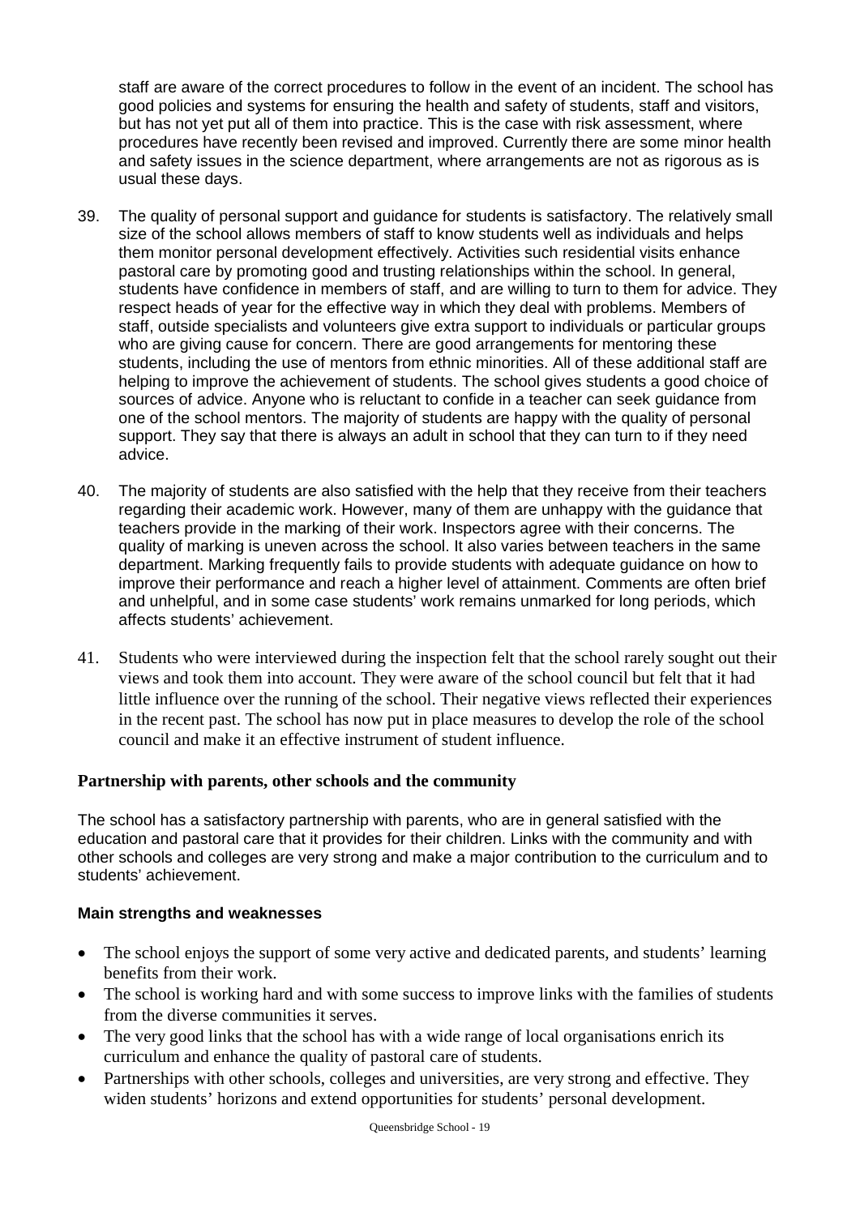staff are aware of the correct procedures to follow in the event of an incident. The school has good policies and systems for ensuring the health and safety of students, staff and visitors, but has not yet put all of them into practice. This is the case with risk assessment, where procedures have recently been revised and improved. Currently there are some minor health and safety issues in the science department, where arrangements are not as rigorous as is usual these days.

39. The quality of personal support and guidance for students is satisfactory. The relatively small size of the school allows members of staff to know students well as individuals and helps them monitor personal development effectively. Activities such residential visits enhance pastoral care by promoting good and trusting relationships within the school. In general, students have confidence in members of staff, and are willing to turn to them for advice. They respect heads of year for the effective way in which they deal with problems. Members of staff, outside specialists and volunteers give extra support to individuals or particular groups who are giving cause for concern. There are good arrangements for mentoring these students, including the use of mentors from ethnic minorities. All of these additional staff are helping to improve the achievement of students. The school gives students a good choice of sources of advice. Anyone who is reluctant to confide in a teacher can seek guidance from one of the school mentors. The majority of students are happy with the quality of personal support. They say that there is always an adult in school that they can turn to if they need advice.

40. The majority of students are also satisfied with the help that they receive from their teachers regarding their academic work. However, many of them are unhappy with the guidance that teachers provide in the marking of their work. Inspectors agree with their concerns. The quality of marking is uneven across the school. It also varies between teachers in the same department. Marking frequently fails to provide students with adequate guidance on how to improve their performance and reach a higher level of attainment. Comments are often brief and unhelpful, and in some case students' work remains unmarked for long periods, which affects students' achievement.

41. Students who were interviewed during the inspection felt that the school rarely sought out their views and took them into account. They were aware of the school council but felt that it had little influence over the running of the school. Their negative views reflected their experiences in the recent past. The school has now put in place measures to develop the role of the school council and make it an effective instrument of student influence.

### Partnership with parents, other schools and the community

The school has a satisfactory partnership with parents, who are in general satisfied with the education and pastoral care that it provides for their children. Links with the community and with other schools and colleges are very strong and make a major contribution to the curriculum and to students' achievement.

#### Main strengths and weaknesses

- The school enjoys the support of some very active and dedicated parents, and students' learning benefits from their work.
- The school is working hard and with some success to improve links with the families of students from the diverse communities it serves.
- The very good links that the school has with a wide range of local organisations enrich its curriculum and enhance the quality of pastoral care of students.
- Partnerships with other schools, colleges and universities, are very strong and effective. They widen students' horizons and extend opportunities for students' personal development.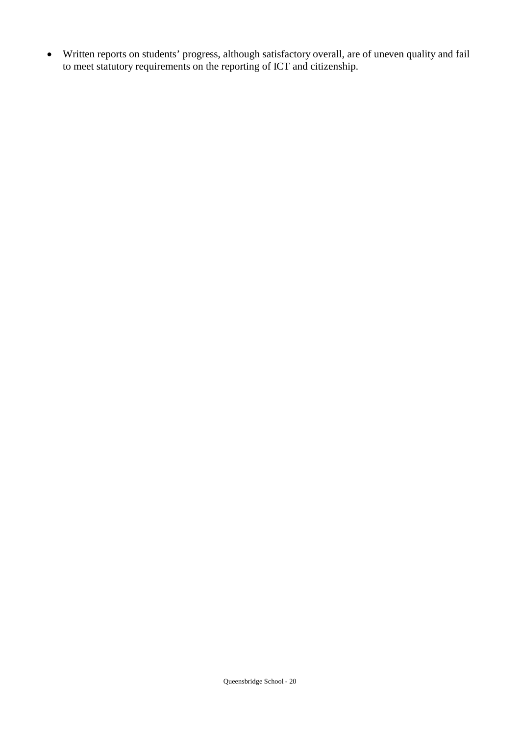- Written reports on students' progress, although satisfactory overall, are of uneven quality and fail to meet statutory requirements on the reporting of ICT and citizenship.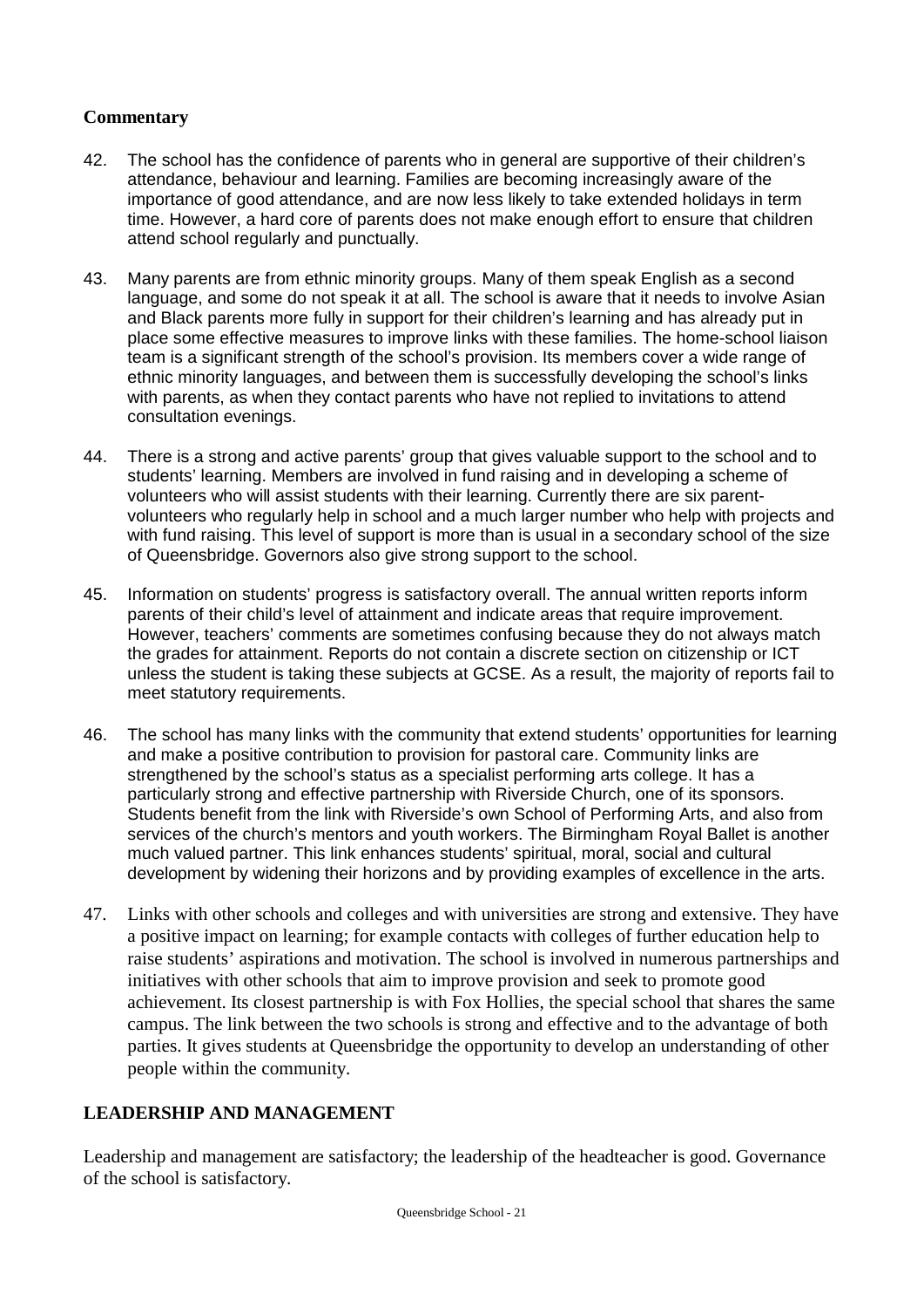### Commentary

42. The school has the confidence of parents who in general are supportive of their children's attendance, behaviour and learning. Families are becoming increasingly aware of the importance of good attendance, and are now less likely to take extended holidays in term time. However, a hard core of parents does not make enough effort to ensure that children attend school regularly and punctually.

43. Many parents are from ethnic minority groups. Many of them speak English as a second language, and some do not speak it at all. The school is aware that it needs to involve Asian and Black parents more fully in support for their children's learning and has already put in place some effective measures to improve links with these families. The home-school liaison team is a significant strength of the school's provision. Its members cover a wide range of ethnic minority languages, and between them is successfully developing the school's links with parents, as when they contact parents who have not replied to invitations to attend consultation evenings.

44. There is a strong and active parents' group that gives valuable support to the school and to students' learning. Members are involved in fund raising and in developing a scheme of volunteers who will assist students with their learning. Currently there are six parent-volunteers who regularly help in school and a much larger number who help with projects and with fund raising. This level of support is more than is usual in a secondary school of the size of Queensbridge. Governors also give strong support to the school.

45. Information on students' progress is satisfactory overall. The annual written reports inform parents of their child's level of attainment and indicate areas that require improvement. However, teachers' comments are sometimes confusing because they do not always match the grades for attainment. Reports do not contain a discrete section on citizenship or ICT unless the student is taking these subjects at GCSE. As a result, the majority of reports fail to meet statutory requirements.

46. The school has many links with the community that extend students' opportunities for learning and make a positive contribution to provision for pastoral care. Community links are strengthened by the school's status as a specialist performing arts college. It has a particularly strong and effective partnership with Riverside Church, one of its sponsors. Students benefit from the link with Riverside's own School of Performing Arts, and also from services of the church's mentors and youth workers. The Birmingham Royal Ballet is another much valued partner. This link enhances students' spiritual, moral, social and cultural development by widening their horizons and by providing examples of excellence in the arts.

47. Links with other schools and colleges and with universities are strong and extensive. They have a positive impact on learning; for example contacts with colleges of further education help to raise students' aspirations and motivation. The school is involved in numerous partnerships and initiatives with other schools that aim to improve provision and seek to promote good achievement. Its closest partnership is with Fox Hollies, the special school that shares the same campus. The link between the two schools is strong and effective and to the advantage of both parties. It gives students at Queensbridge the opportunity to develop an understanding of other people within the community.

## LEADERSHIP AND MANAGEMENT

Leadership and management are satisfactory; the leadership of the headteacher is good. Governance of the school is satisfactory.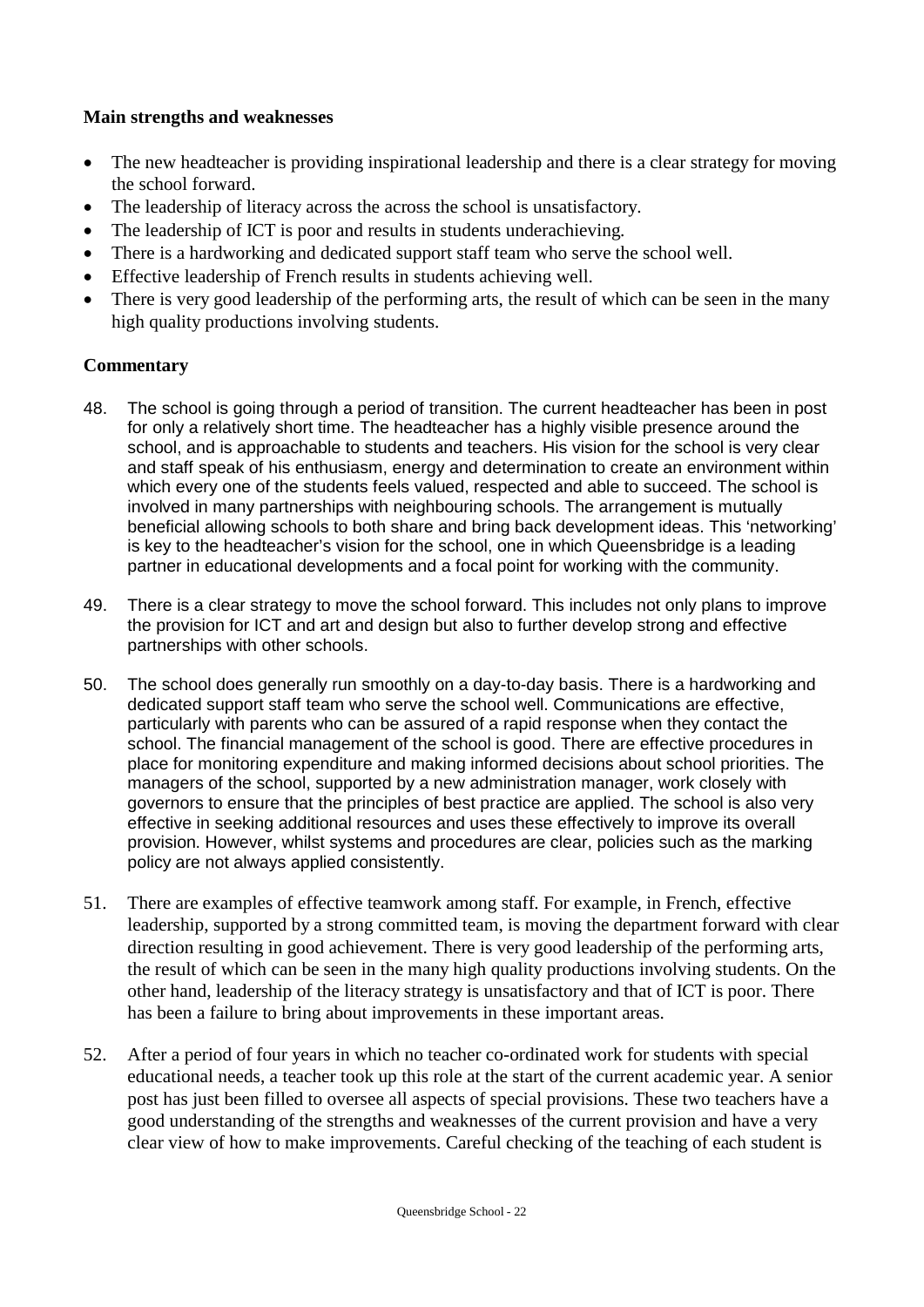**Main strengths and weaknesses**

- The new headteacher is providing inspirational leadership and there is a clear strategy for moving the school forward.
- The leadership of literacy across the across the school is unsatisfactory.
- The leadership of ICT is poor and results in students underachieving.
- There is a hardworking and dedicated support staff team who serve the school well.
- Effective leadership of French results in students achieving well.
- There is very good leadership of the performing arts, the result of which can be seen in the many high quality productions involving students.

**Commentary**

48. The school is going through a period of transition. The current headteacher has been in post for only a relatively short time. The headteacher has a highly visible presence around the school, and is approachable to students and teachers. His vision for the school is very clear and staff speak of his enthusiasm, energy and determination to create an environment within which every one of the students feels valued, respected and able to succeed. The school is involved in many partnerships with neighbouring schools. The arrangement is mutually beneficial allowing schools to both share and bring back development ideas. This 'networking' is key to the headteacher's vision for the school, one in which Queensbridge is a leading partner in educational developments and a focal point for working with the community.

49. There is a clear strategy to move the school forward. This includes not only plans to improve the provision for ICT and art and design but also to further develop strong and effective partnerships with other schools.

50. The school does generally run smoothly on a day-to-day basis. There is a hardworking and dedicated support staff team who serve the school well. Communications are effective, particularly with parents who can be assured of a rapid response when they contact the school. The financial management of the school is good. There are effective procedures in place for monitoring expenditure and making informed decisions about school priorities. The managers of the school, supported by a new administration manager, work closely with governors to ensure that the principles of best practice are applied. The school is also very effective in seeking additional resources and uses these effectively to improve its overall provision. However, whilst systems and procedures are clear, policies such as the marking policy are not always applied consistently.

51. There are examples of effective teamwork among staff. For example, in French, effective leadership, supported by a strong committed team, is moving the department forward with clear direction resulting in good achievement. There is very good leadership of the performing arts, the result of which can be seen in the many high quality productions involving students. On the other hand, leadership of the literacy strategy is unsatisfactory and that of ICT is poor. There has been a failure to bring about improvements in these important areas.

52. After a period of four years in which no teacher co-ordinated work for students with special educational needs, a teacher took up this role at the start of the current academic year. A senior post has just been filled to oversee all aspects of special provisions. These two teachers have a good understanding of the strengths and weaknesses of the current provision and have a very clear view of how to make improvements. Careful checking of the teaching of each student is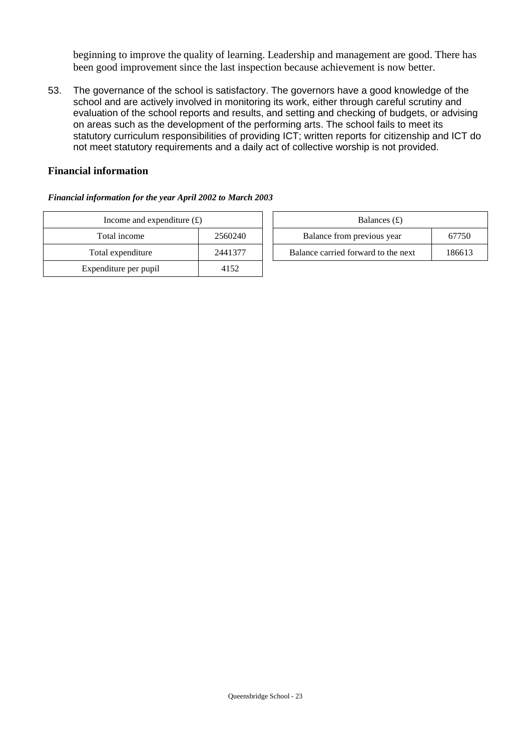beginning to improve the quality of learning. Leadership and management are good. There has been good improvement since the last inspection because achievement is now better.

53. The governance of the school is satisfactory. The governors have a good knowledge of the school and are actively involved in monitoring its work, either through careful scrutiny and evaluation of the school reports and results, and setting and checking of budgets, or advising on areas such as the development of the performing arts. The school fails to meet its statutory curriculum responsibilities of providing ICT; written reports for citizenship and ICT do not meet statutory requirements and a daily act of collective worship is not provided.

## Financial information

***Financial information for the year April 2002 to March 2003***

| Income and expenditure (£) | |
|---|---|
| Total income | 2560240 |
| Total expenditure | 2441377 |
| Expenditure per pupil | 4152 |

| Balances (£) | |
|---|---|
| Balance from previous year | 67750 |
| Balance carried forward to the next | 186613 |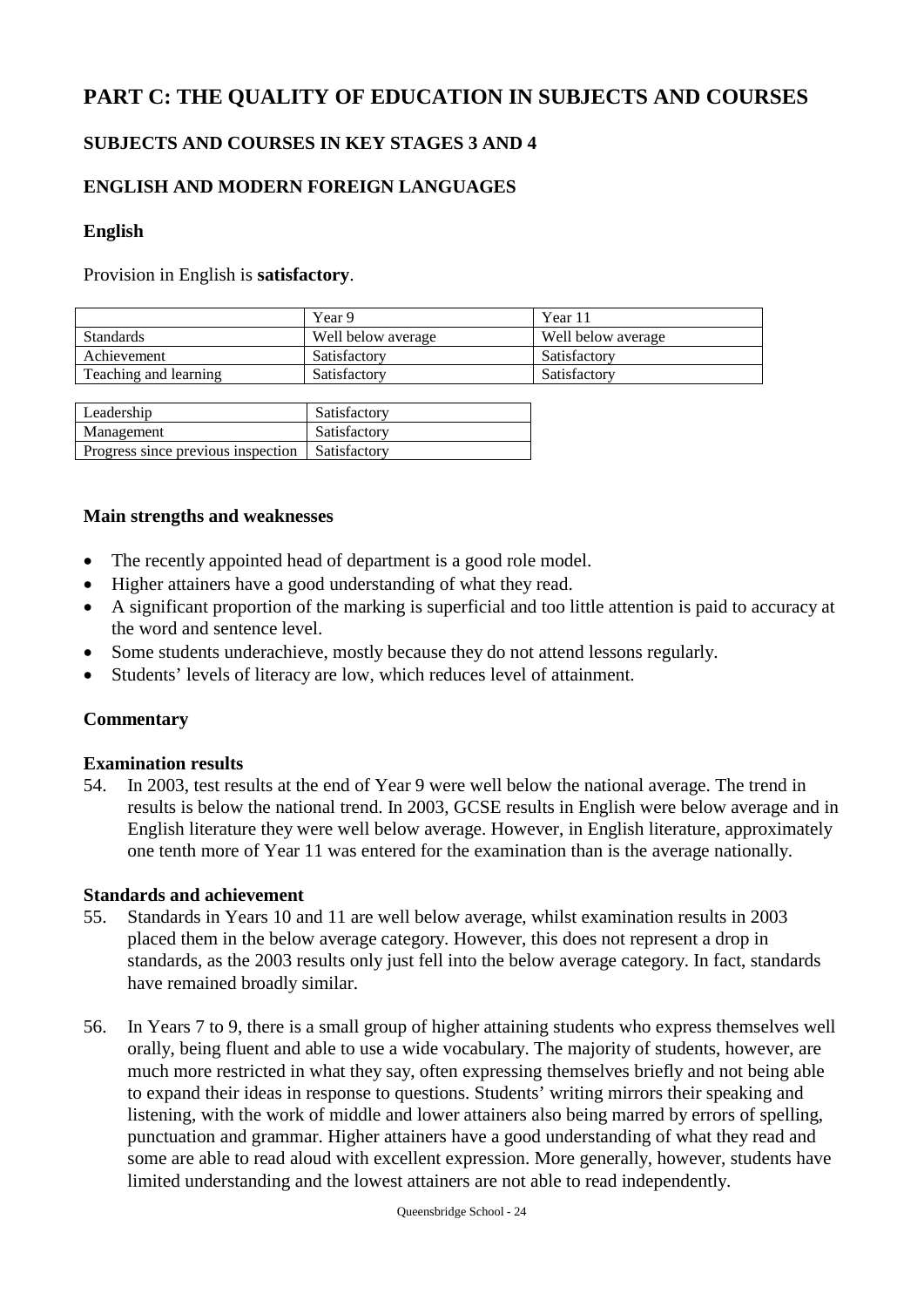# PART C: THE QUALITY OF EDUCATION IN SUBJECTS AND COURSES

## SUBJECTS AND COURSES IN KEY STAGES 3 AND 4

## ENGLISH AND MODERN FOREIGN LANGUAGES

### English

Provision in English is **satisfactory**.

| | Year 9 | Year 11 |
|---|---|---|
| Standards | Well below average | Well below average |
| Achievement | Satisfactory | Satisfactory |
| Teaching and learning | Satisfactory | Satisfactory |

| | |
|---|---|
| Leadership | Satisfactory |
| Management | Satisfactory |
| Progress since previous inspection | Satisfactory |

#### Main strengths and weaknesses

- The recently appointed head of department is a good role model.
- Higher attainers have a good understanding of what they read.
- A significant proportion of the marking is superficial and too little attention is paid to accuracy at the word and sentence level.
- Some students underachieve, mostly because they do not attend lessons regularly.
- Students' levels of literacy are low, which reduces level of attainment.

#### Commentary

**Examination results**

54. In 2003, test results at the end of Year 9 were well below the national average. The trend in results is below the national trend. In 2003, GCSE results in English were below average and in English literature they were well below average. However, in English literature, approximately one tenth more of Year 11 was entered for the examination than is the average nationally.

**Standards and achievement**

55. Standards in Years 10 and 11 are well below average, whilst examination results in 2003 placed them in the below average category. However, this does not represent a drop in standards, as the 2003 results only just fell into the below average category. In fact, standards have remained broadly similar.

56. In Years 7 to 9, there is a small group of higher attaining students who express themselves well orally, being fluent and able to use a wide vocabulary. The majority of students, however, are much more restricted in what they say, often expressing themselves briefly and not being able to expand their ideas in response to questions. Students' writing mirrors their speaking and listening, with the work of middle and lower attainers also being marred by errors of spelling, punctuation and grammar. Higher attainers have a good understanding of what they read and some are able to read aloud with excellent expression. More generally, however, students have limited understanding and the lowest attainers are not able to read independently.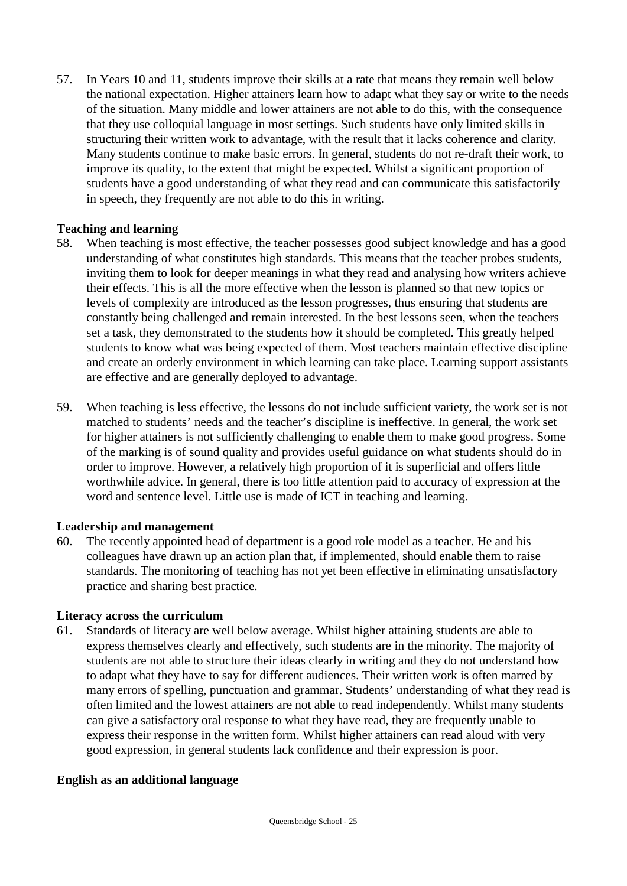57. In Years 10 and 11, students improve their skills at a rate that means they remain well below the national expectation. Higher attainers learn how to adapt what they say or write to the needs of the situation. Many middle and lower attainers are not able to do this, with the consequence that they use colloquial language in most settings. Such students have only limited skills in structuring their written work to advantage, with the result that it lacks coherence and clarity. Many students continue to make basic errors. In general, students do not re-draft their work, to improve its quality, to the extent that might be expected. Whilst a significant proportion of students have a good understanding of what they read and can communicate this satisfactorily in speech, they frequently are not able to do this in writing.

**Teaching and learning**

58. When teaching is most effective, the teacher possesses good subject knowledge and has a good understanding of what constitutes high standards. This means that the teacher probes students, inviting them to look for deeper meanings in what they read and analysing how writers achieve their effects. This is all the more effective when the lesson is planned so that new topics or levels of complexity are introduced as the lesson progresses, thus ensuring that students are constantly being challenged and remain interested. In the best lessons seen, when the teachers set a task, they demonstrated to the students how it should be completed. This greatly helped students to know what was being expected of them. Most teachers maintain effective discipline and create an orderly environment in which learning can take place. Learning support assistants are effective and are generally deployed to advantage.

59. When teaching is less effective, the lessons do not include sufficient variety, the work set is not matched to students' needs and the teacher's discipline is ineffective. In general, the work set for higher attainers is not sufficiently challenging to enable them to make good progress. Some of the marking is of sound quality and provides useful guidance on what students should do in order to improve. However, a relatively high proportion of it is superficial and offers little worthwhile advice. In general, there is too little attention paid to accuracy of expression at the word and sentence level. Little use is made of ICT in teaching and learning.

**Leadership and management**

60. The recently appointed head of department is a good role model as a teacher. He and his colleagues have drawn up an action plan that, if implemented, should enable them to raise standards. The monitoring of teaching has not yet been effective in eliminating unsatisfactory practice and sharing best practice.

**Literacy across the curriculum**

61. Standards of literacy are well below average. Whilst higher attaining students are able to express themselves clearly and effectively, such students are in the minority. The majority of students are not able to structure their ideas clearly in writing and they do not understand how to adapt what they have to say for different audiences. Their written work is often marred by many errors of spelling, punctuation and grammar. Students' understanding of what they read is often limited and the lowest attainers are not able to read independently. Whilst many students can give a satisfactory oral response to what they have read, they are frequently unable to express their response in the written form. Whilst higher attainers can read aloud with very good expression, in general students lack confidence and their expression is poor.

**English as an additional language**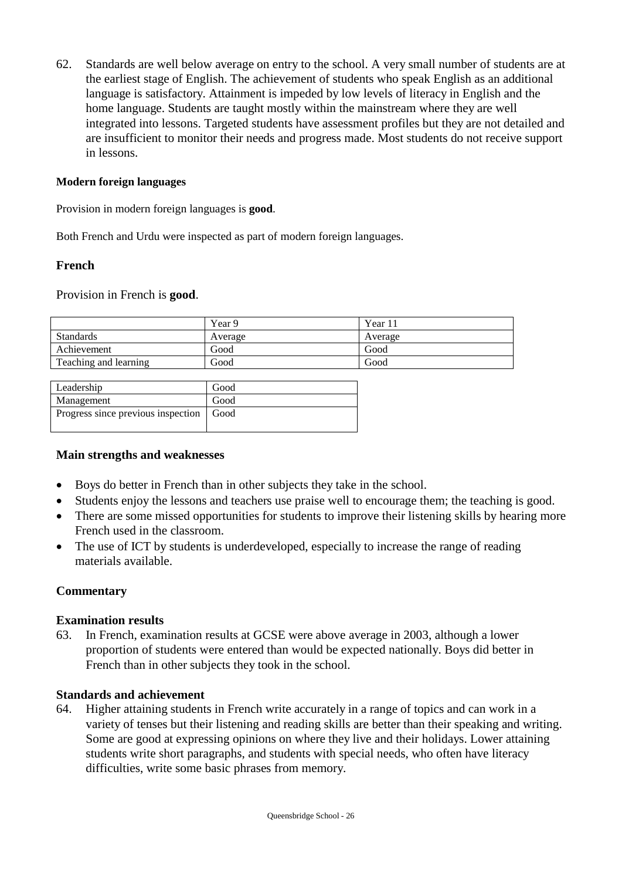62. Standards are well below average on entry to the school. A very small number of students are at the earliest stage of English. The achievement of students who speak English as an additional language is satisfactory. Attainment is impeded by low levels of literacy in English and the home language. Students are taught mostly within the mainstream where they are well integrated into lessons. Targeted students have assessment profiles but they are not detailed and are insufficient to monitor their needs and progress made. Most students do not receive support in lessons.

#### Modern foreign languages

Provision in modern foreign languages is **good**.

Both French and Urdu were inspected as part of modern foreign languages.

### French

Provision in French is **good**.

| | Year 9 | Year 11 |
|---|---|---|
| Standards | Average | Average |
| Achievement | Good | Good |
| Teaching and learning | Good | Good |

| | |
|---|---|
| Leadership | Good |
| Management | Good |
| Progress since previous inspection | Good |

### Main strengths and weaknesses

- Boys do better in French than in other subjects they take in the school.
- Students enjoy the lessons and teachers use praise well to encourage them; the teaching is good.
- There are some missed opportunities for students to improve their listening skills by hearing more French used in the classroom.
- The use of ICT by students is underdeveloped, especially to increase the range of reading materials available.

### Commentary

**Examination results**

63. In French, examination results at GCSE were above average in 2003, although a lower proportion of students were entered than would be expected nationally. Boys did better in French than in other subjects they took in the school.

**Standards and achievement**

64. Higher attaining students in French write accurately in a range of topics and can work in a variety of tenses but their listening and reading skills are better than their speaking and writing. Some are good at expressing opinions on where they live and their holidays. Lower attaining students write short paragraphs, and students with special needs, who often have literacy difficulties, write some basic phrases from memory.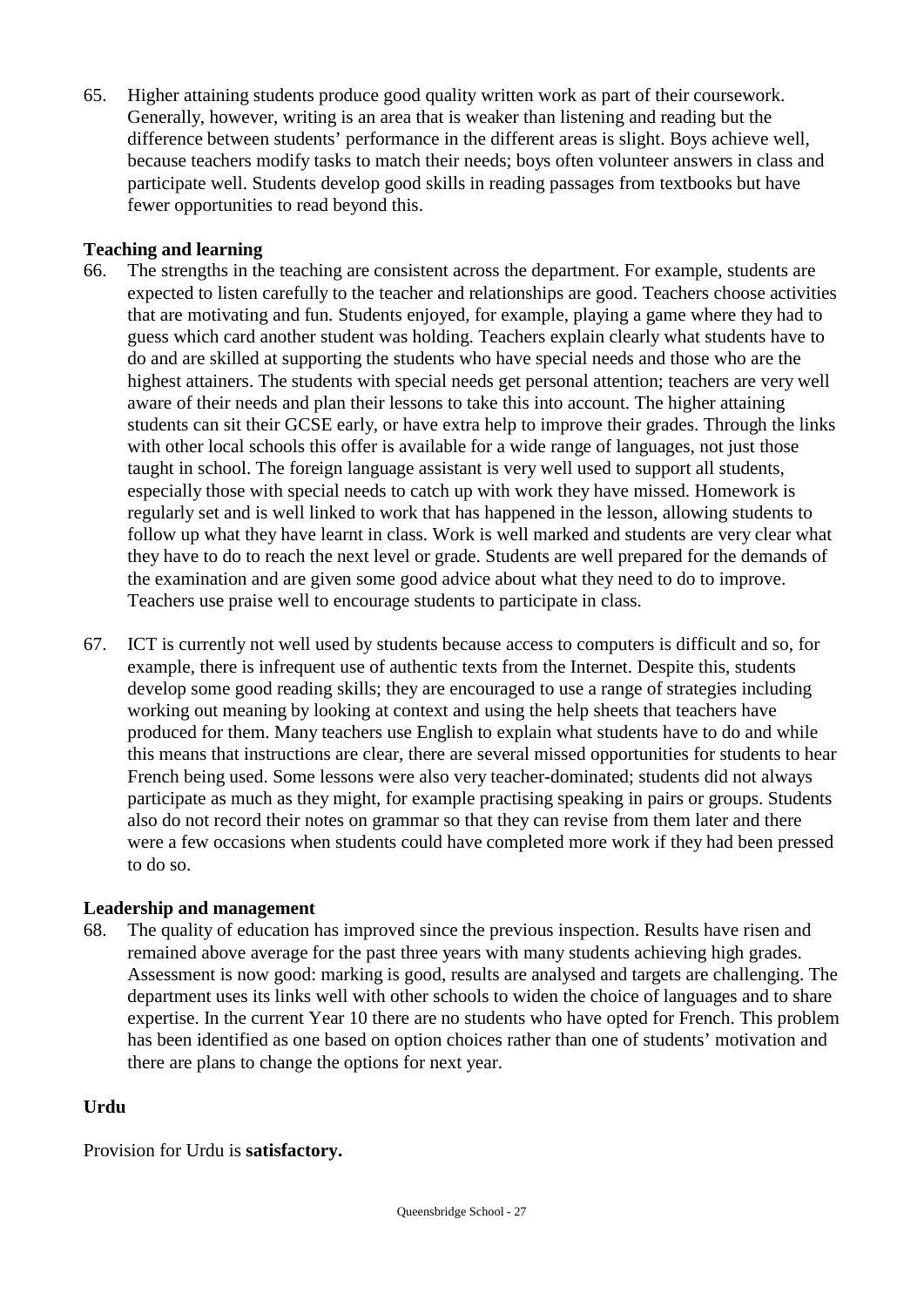65. Higher attaining students produce good quality written work as part of their coursework. Generally, however, writing is an area that is weaker than listening and reading but the difference between students' performance in the different areas is slight. Boys achieve well, because teachers modify tasks to match their needs; boys often volunteer answers in class and participate well. Students develop good skills in reading passages from textbooks but have fewer opportunities to read beyond this.

**Teaching and learning**

66. The strengths in the teaching are consistent across the department. For example, students are expected to listen carefully to the teacher and relationships are good. Teachers choose activities that are motivating and fun. Students enjoyed, for example, playing a game where they had to guess which card another student was holding. Teachers explain clearly what students have to do and are skilled at supporting the students who have special needs and those who are the highest attainers. The students with special needs get personal attention; teachers are very well aware of their needs and plan their lessons to take this into account. The higher attaining students can sit their GCSE early, or have extra help to improve their grades. Through the links with other local schools this offer is available for a wide range of languages, not just those taught in school. The foreign language assistant is very well used to support all students, especially those with special needs to catch up with work they have missed. Homework is regularly set and is well linked to work that has happened in the lesson, allowing students to follow up what they have learnt in class. Work is well marked and students are very clear what they have to do to reach the next level or grade. Students are well prepared for the demands of the examination and are given some good advice about what they need to do to improve. Teachers use praise well to encourage students to participate in class.

67. ICT is currently not well used by students because access to computers is difficult and so, for example, there is infrequent use of authentic texts from the Internet. Despite this, students develop some good reading skills; they are encouraged to use a range of strategies including working out meaning by looking at context and using the help sheets that teachers have produced for them. Many teachers use English to explain what students have to do and while this means that instructions are clear, there are several missed opportunities for students to hear French being used. Some lessons were also very teacher-dominated; students did not always participate as much as they might, for example practising speaking in pairs or groups. Students also do not record their notes on grammar so that they can revise from them later and there were a few occasions when students could have completed more work if they had been pressed to do so.

**Leadership and management**

68. The quality of education has improved since the previous inspection. Results have risen and remained above average for the past three years with many students achieving high grades. Assessment is now good: marking is good, results are analysed and targets are challenging. The department uses its links well with other schools to widen the choice of languages and to share expertise. In the current Year 10 there are no students who have opted for French. This problem has been identified as one based on option choices rather than one of students' motivation and there are plans to change the options for next year.

**Urdu**

Provision for Urdu is **satisfactory.**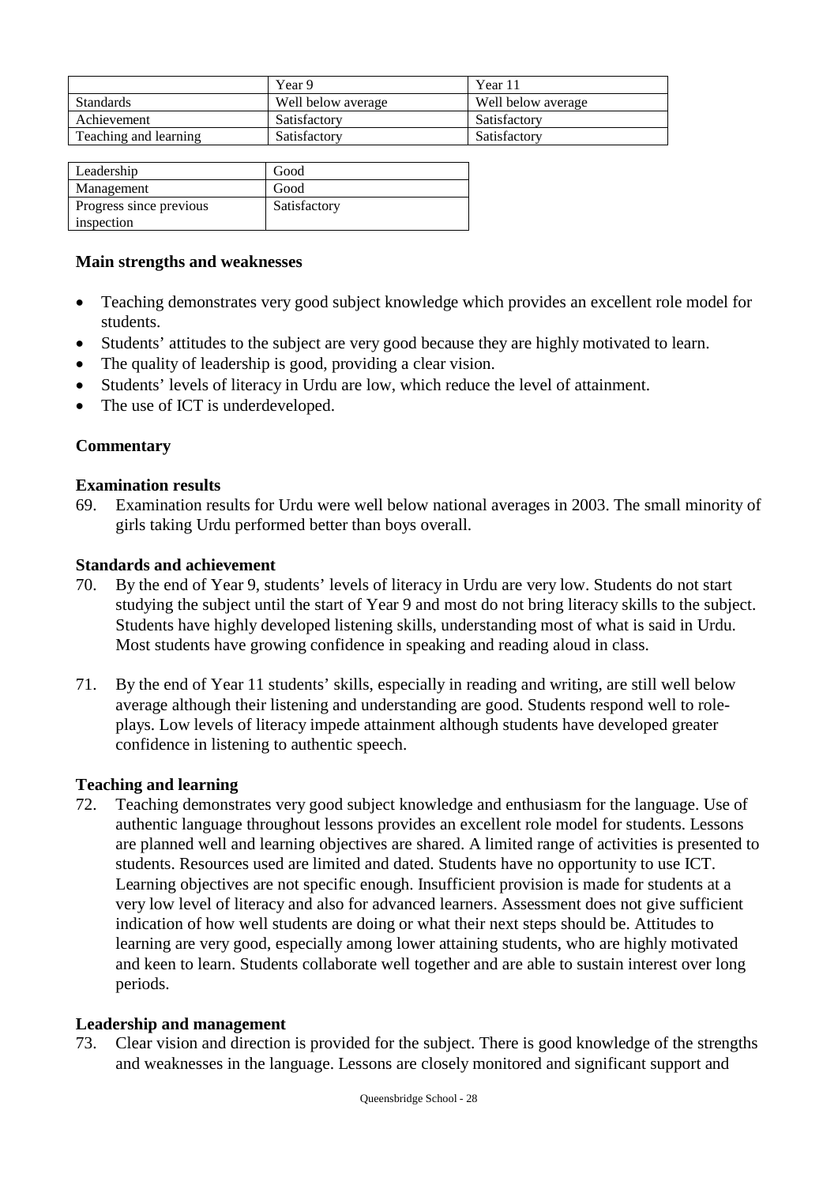|  | Year 9 | Year 11 |
|---|---|---|
| Standards | Well below average | Well below average |
| Achievement | Satisfactory | Satisfactory |
| Teaching and learning | Satisfactory | Satisfactory |

| Leadership | Good |
|---|---|
| Management | Good |
| Progress since previous inspection | Satisfactory |

**Main strengths and weaknesses**

- Teaching demonstrates very good subject knowledge which provides an excellent role model for students.
- Students' attitudes to the subject are very good because they are highly motivated to learn.
- The quality of leadership is good, providing a clear vision.
- Students' levels of literacy in Urdu are low, which reduce the level of attainment.
- The use of ICT is underdeveloped.

**Commentary**

**Examination results**

69. Examination results for Urdu were well below national averages in 2003. The small minority of girls taking Urdu performed better than boys overall.

**Standards and achievement**

70. By the end of Year 9, students' levels of literacy in Urdu are very low. Students do not start studying the subject until the start of Year 9 and most do not bring literacy skills to the subject. Students have highly developed listening skills, understanding most of what is said in Urdu. Most students have growing confidence in speaking and reading aloud in class.

71. By the end of Year 11 students' skills, especially in reading and writing, are still well below average although their listening and understanding are good. Students respond well to role-plays. Low levels of literacy impede attainment although students have developed greater confidence in listening to authentic speech.

**Teaching and learning**

72. Teaching demonstrates very good subject knowledge and enthusiasm for the language. Use of authentic language throughout lessons provides an excellent role model for students. Lessons are planned well and learning objectives are shared. A limited range of activities is presented to students. Resources used are limited and dated. Students have no opportunity to use ICT. Learning objectives are not specific enough. Insufficient provision is made for students at a very low level of literacy and also for advanced learners. Assessment does not give sufficient indication of how well students are doing or what their next steps should be. Attitudes to learning are very good, especially among lower attaining students, who are highly motivated and keen to learn. Students collaborate well together and are able to sustain interest over long periods.

**Leadership and management**

73. Clear vision and direction is provided for the subject. There is good knowledge of the strengths and weaknesses in the language. Lessons are closely monitored and significant support and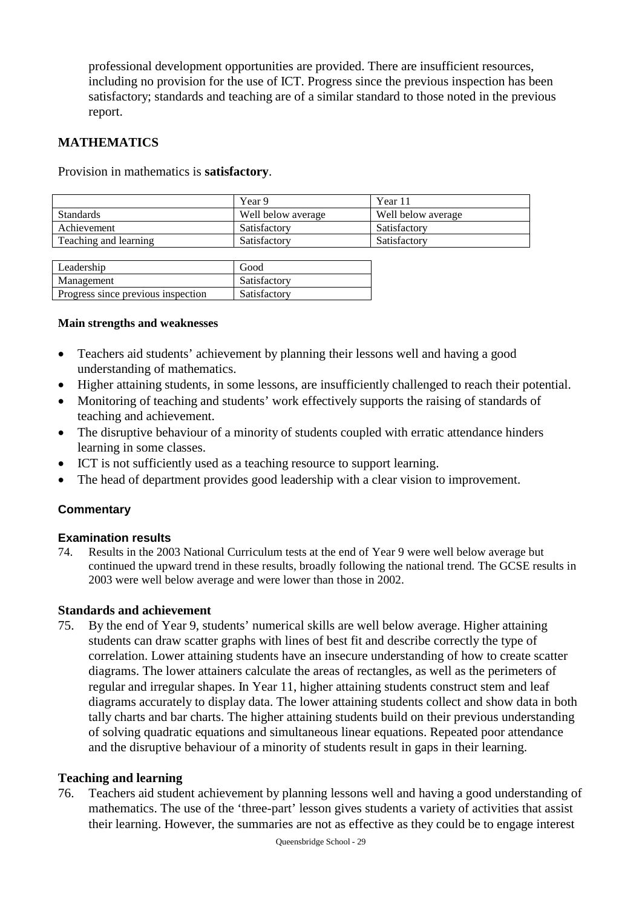professional development opportunities are provided. There are insufficient resources, including no provision for the use of ICT. Progress since the previous inspection has been satisfactory; standards and teaching are of a similar standard to those noted in the previous report.

## MATHEMATICS

Provision in mathematics is **satisfactory**.

| | Year 9 | Year 11 |
|---|---|---|
| Standards | Well below average | Well below average |
| Achievement | Satisfactory | Satisfactory |
| Teaching and learning | Satisfactory | Satisfactory |

| | |
|---|---|
| Leadership | Good |
| Management | Satisfactory |
| Progress since previous inspection | Satisfactory |

**Main strengths and weaknesses**

- Teachers aid students' achievement by planning their lessons well and having a good understanding of mathematics.
- Higher attaining students, in some lessons, are insufficiently challenged to reach their potential.
- Monitoring of teaching and students' work effectively supports the raising of standards of teaching and achievement.
- The disruptive behaviour of a minority of students coupled with erratic attendance hinders learning in some classes.
- ICT is not sufficiently used as a teaching resource to support learning.
- The head of department provides good leadership with a clear vision to improvement.

### Commentary

#### Examination results

74. Results in the 2003 National Curriculum tests at the end of Year 9 were well below average but continued the upward trend in these results, broadly following the national trend. The GCSE results in 2003 were well below average and were lower than those in 2002.

#### Standards and achievement

75. By the end of Year 9, students' numerical skills are well below average. Higher attaining students can draw scatter graphs with lines of best fit and describe correctly the type of correlation. Lower attaining students have an insecure understanding of how to create scatter diagrams. The lower attainers calculate the areas of rectangles, as well as the perimeters of regular and irregular shapes. In Year 11, higher attaining students construct stem and leaf diagrams accurately to display data. The lower attaining students collect and show data in both tally charts and bar charts. The higher attaining students build on their previous understanding of solving quadratic equations and simultaneous linear equations. Repeated poor attendance and the disruptive behaviour of a minority of students result in gaps in their learning.

#### Teaching and learning

76. Teachers aid student achievement by planning lessons well and having a good understanding of mathematics. The use of the 'three-part' lesson gives students a variety of activities that assist their learning. However, the summaries are not as effective as they could be to engage interest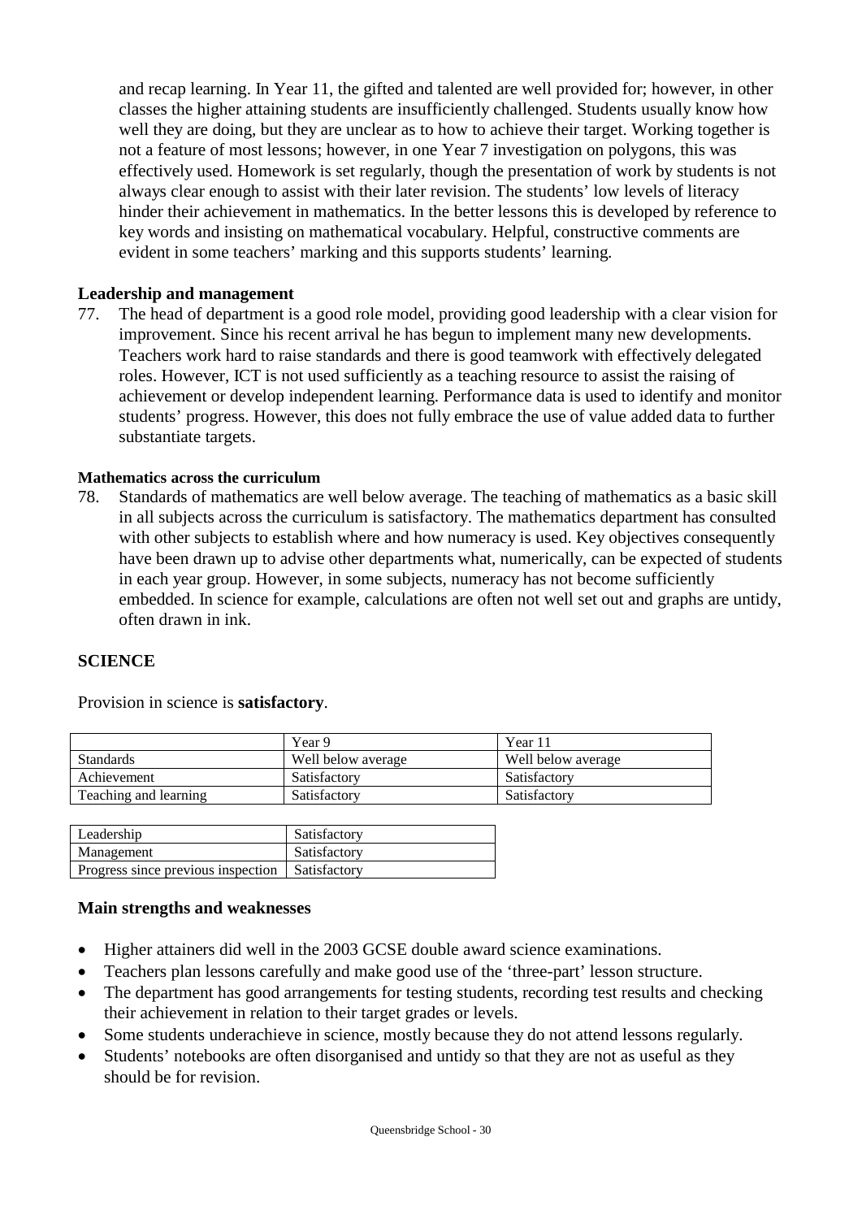and recap learning. In Year 11, the gifted and talented are well provided for; however, in other classes the higher attaining students are insufficiently challenged. Students usually know how well they are doing, but they are unclear as to how to achieve their target. Working together is not a feature of most lessons; however, in one Year 7 investigation on polygons, this was effectively used. Homework is set regularly, though the presentation of work by students is not always clear enough to assist with their later revision. The students' low levels of literacy hinder their achievement in mathematics. In the better lessons this is developed by reference to key words and insisting on mathematical vocabulary. Helpful, constructive comments are evident in some teachers' marking and this supports students' learning.

### Leadership and management

77. The head of department is a good role model, providing good leadership with a clear vision for improvement. Since his recent arrival he has begun to implement many new developments. Teachers work hard to raise standards and there is good teamwork with effectively delegated roles. However, ICT is not used sufficiently as a teaching resource to assist the raising of achievement or develop independent learning. Performance data is used to identify and monitor students' progress. However, this does not fully embrace the use of value added data to further substantiate targets.

#### Mathematics across the curriculum

78. Standards of mathematics are well below average. The teaching of mathematics as a basic skill in all subjects across the curriculum is satisfactory. The mathematics department has consulted with other subjects to establish where and how numeracy is used. Key objectives consequently have been drawn up to advise other departments what, numerically, can be expected of students in each year group. However, in some subjects, numeracy has not become sufficiently embedded. In science for example, calculations are often not well set out and graphs are untidy, often drawn in ink.

## SCIENCE

Provision in science is **satisfactory**.

| | Year 9 | Year 11 |
|---|---|---|
| Standards | Well below average | Well below average |
| Achievement | Satisfactory | Satisfactory |
| Teaching and learning | Satisfactory | Satisfactory |

| | |
|---|---|
| Leadership | Satisfactory |
| Management | Satisfactory |
| Progress since previous inspection | Satisfactory |

### Main strengths and weaknesses

- Higher attainers did well in the 2003 GCSE double award science examinations.
- Teachers plan lessons carefully and make good use of the 'three-part' lesson structure.
- The department has good arrangements for testing students, recording test results and checking their achievement in relation to their target grades or levels.
- Some students underachieve in science, mostly because they do not attend lessons regularly.
- Students' notebooks are often disorganised and untidy so that they are not as useful as they should be for revision.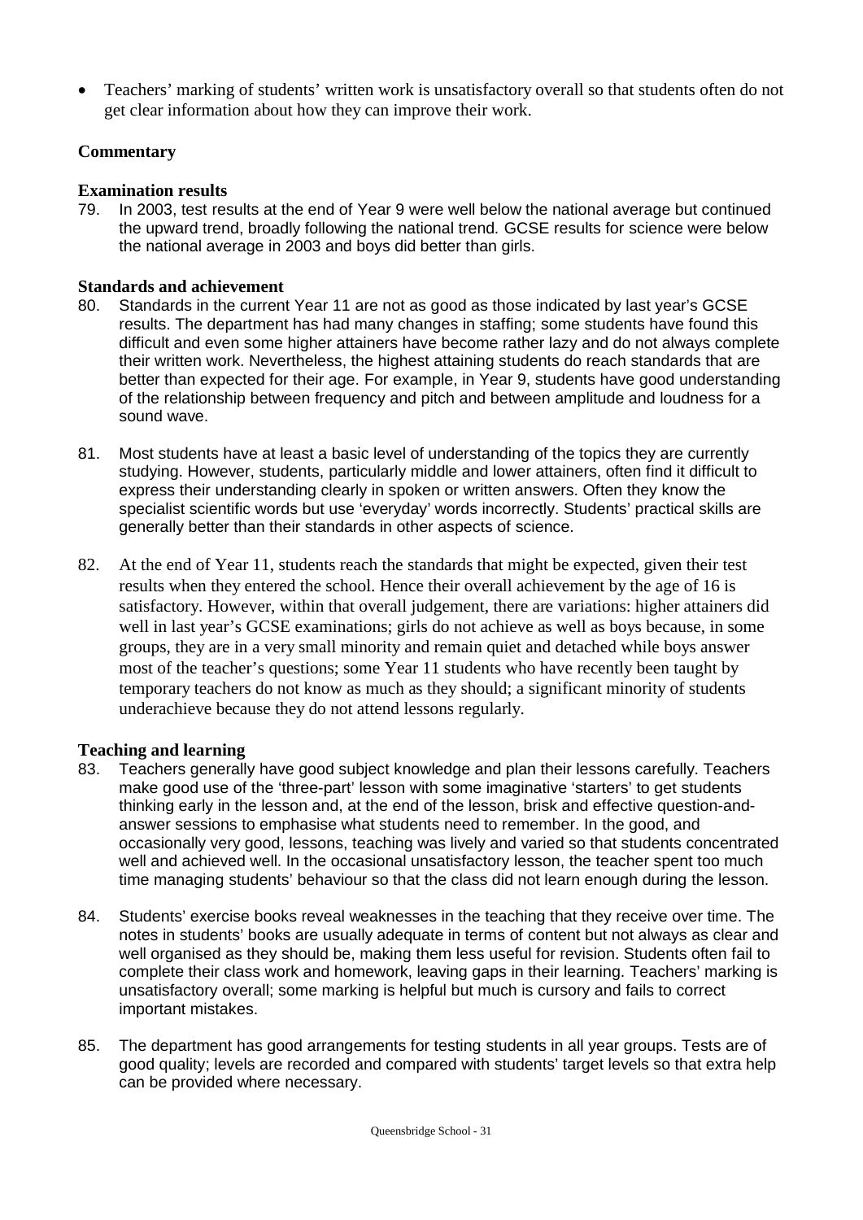- Teachers' marking of students' written work is unsatisfactory overall so that students often do not get clear information about how they can improve their work.

### Commentary

#### Examination results

79. In 2003, test results at the end of Year 9 were well below the national average but continued the upward trend, broadly following the national trend. GCSE results for science were below the national average in 2003 and boys did better than girls.

#### Standards and achievement

80. Standards in the current Year 11 are not as good as those indicated by last year's GCSE results. The department has had many changes in staffing; some students have found this difficult and even some higher attainers have become rather lazy and do not always complete their written work. Nevertheless, the highest attaining students do reach standards that are better than expected for their age. For example, in Year 9, students have good understanding of the relationship between frequency and pitch and between amplitude and loudness for a sound wave.

81. Most students have at least a basic level of understanding of the topics they are currently studying. However, students, particularly middle and lower attainers, often find it difficult to express their understanding clearly in spoken or written answers. Often they know the specialist scientific words but use 'everyday' words incorrectly. Students' practical skills are generally better than their standards in other aspects of science.

82. At the end of Year 11, students reach the standards that might be expected, given their test results when they entered the school. Hence their overall achievement by the age of 16 is satisfactory. However, within that overall judgement, there are variations: higher attainers did well in last year's GCSE examinations; girls do not achieve as well as boys because, in some groups, they are in a very small minority and remain quiet and detached while boys answer most of the teacher's questions; some Year 11 students who have recently been taught by temporary teachers do not know as much as they should; a significant minority of students underachieve because they do not attend lessons regularly.

#### Teaching and learning

83. Teachers generally have good subject knowledge and plan their lessons carefully. Teachers make good use of the 'three-part' lesson with some imaginative 'starters' to get students thinking early in the lesson and, at the end of the lesson, brisk and effective question-and-answer sessions to emphasise what students need to remember. In the good, and occasionally very good, lessons, teaching was lively and varied so that students concentrated well and achieved well. In the occasional unsatisfactory lesson, the teacher spent too much time managing students' behaviour so that the class did not learn enough during the lesson.

84. Students' exercise books reveal weaknesses in the teaching that they receive over time. The notes in students' books are usually adequate in terms of content but not always as clear and well organised as they should be, making them less useful for revision. Students often fail to complete their class work and homework, leaving gaps in their learning. Teachers' marking is unsatisfactory overall; some marking is helpful but much is cursory and fails to correct important mistakes.

85. The department has good arrangements for testing students in all year groups. Tests are of good quality; levels are recorded and compared with students' target levels so that extra help can be provided where necessary.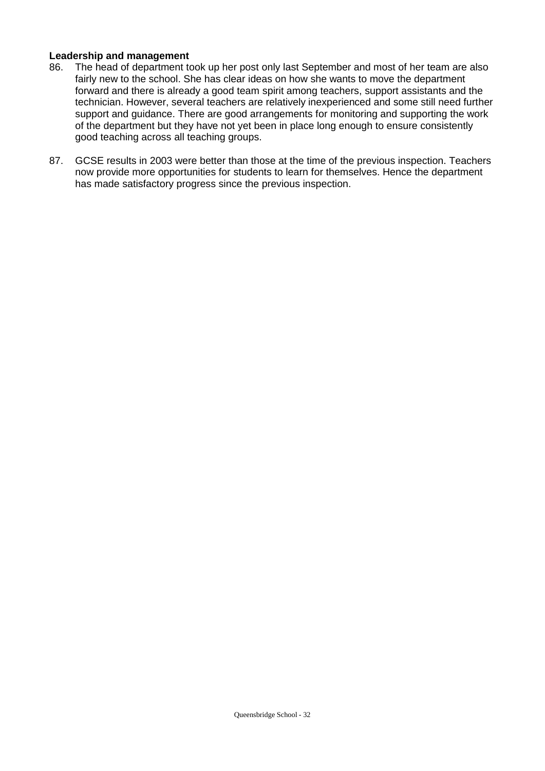**Leadership and management**

86. The head of department took up her post only last September and most of her team are also fairly new to the school. She has clear ideas on how she wants to move the department forward and there is already a good team spirit among teachers, support assistants and the technician. However, several teachers are relatively inexperienced and some still need further support and guidance. There are good arrangements for monitoring and supporting the work of the department but they have not yet been in place long enough to ensure consistently good teaching across all teaching groups.

87. GCSE results in 2003 were better than those at the time of the previous inspection. Teachers now provide more opportunities for students to learn for themselves. Hence the department has made satisfactory progress since the previous inspection.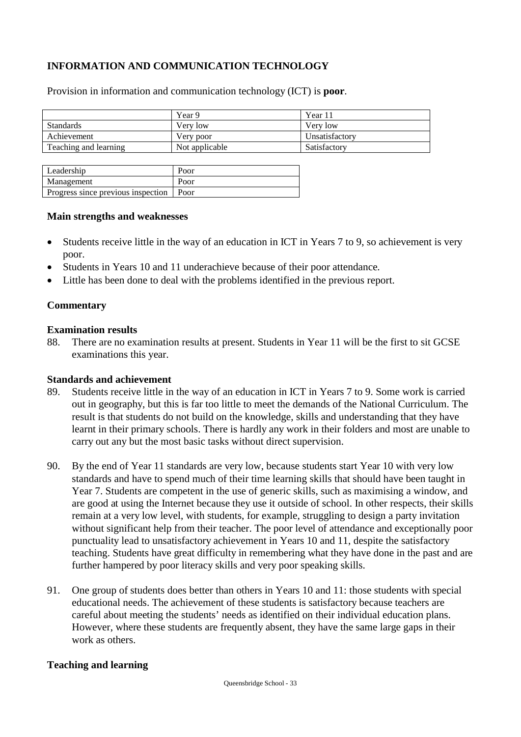## INFORMATION AND COMMUNICATION TECHNOLOGY

Provision in information and communication technology (ICT) is **poor**.

| | Year 9 | Year 11 |
|---|---|---|
| Standards | Very low | Very low |
| Achievement | Very poor | Unsatisfactory |
| Teaching and learning | Not applicable | Satisfactory |

| | |
|---|---|
| Leadership | Poor |
| Management | Poor |
| Progress since previous inspection | Poor |

### Main strengths and weaknesses

- Students receive little in the way of an education in ICT in Years 7 to 9, so achievement is very poor.
- Students in Years 10 and 11 underachieve because of their poor attendance.
- Little has been done to deal with the problems identified in the previous report.

### Commentary

#### Examination results

88. There are no examination results at present. Students in Year 11 will be the first to sit GCSE examinations this year.

#### Standards and achievement

89. Students receive little in the way of an education in ICT in Years 7 to 9. Some work is carried out in geography, but this is far too little to meet the demands of the National Curriculum. The result is that students do not build on the knowledge, skills and understanding that they have learnt in their primary schools. There is hardly any work in their folders and most are unable to carry out any but the most basic tasks without direct supervision.

90. By the end of Year 11 standards are very low, because students start Year 10 with very low standards and have to spend much of their time learning skills that should have been taught in Year 7. Students are competent in the use of generic skills, such as maximising a window, and are good at using the Internet because they use it outside of school. In other respects, their skills remain at a very low level, with students, for example, struggling to design a party invitation without significant help from their teacher. The poor level of attendance and exceptionally poor punctuality lead to unsatisfactory achievement in Years 10 and 11, despite the satisfactory teaching. Students have great difficulty in remembering what they have done in the past and are further hampered by poor literacy skills and very poor speaking skills.

91. One group of students does better than others in Years 10 and 11: those students with special educational needs. The achievement of these students is satisfactory because teachers are careful about meeting the students' needs as identified on their individual education plans. However, where these students are frequently absent, they have the same large gaps in their work as others.

#### Teaching and learning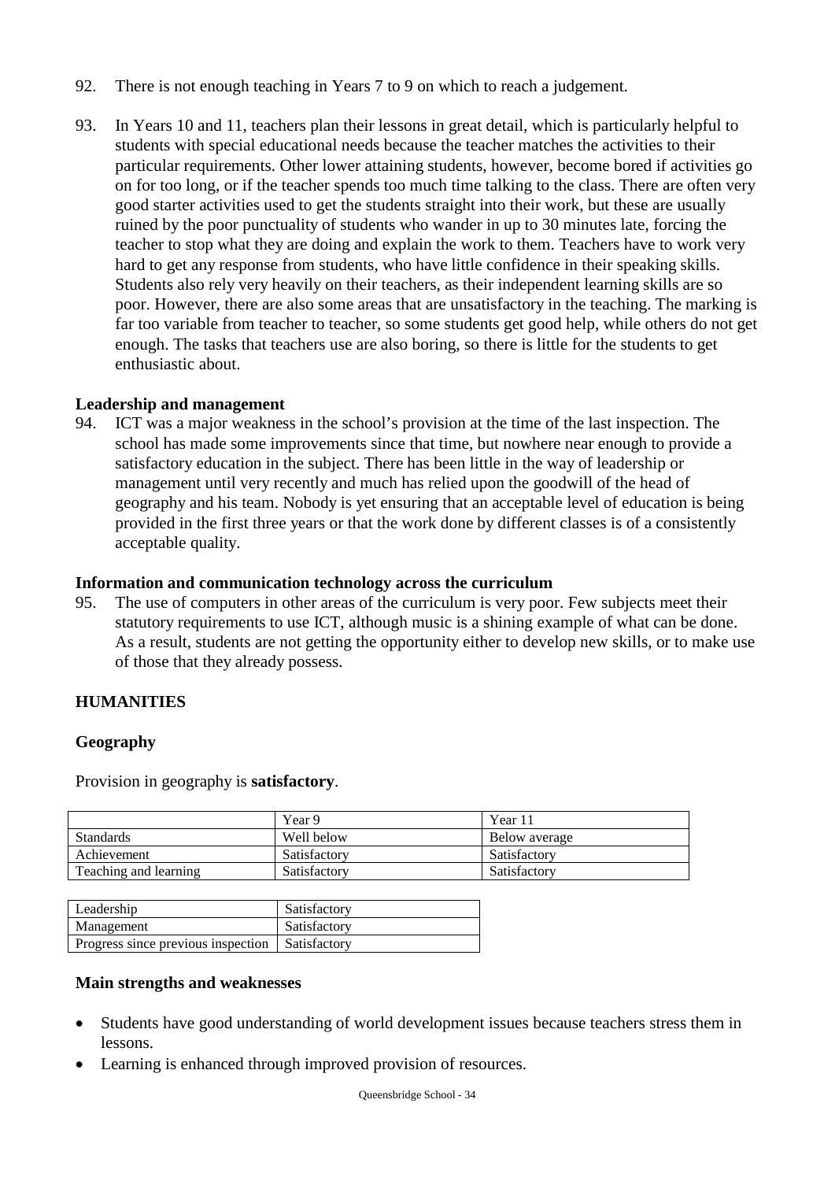92. There is not enough teaching in Years 7 to 9 on which to reach a judgement.

93. In Years 10 and 11, teachers plan their lessons in great detail, which is particularly helpful to students with special educational needs because the teacher matches the activities to their particular requirements. Other lower attaining students, however, become bored if activities go on for too long, or if the teacher spends too much time talking to the class. There are often very good starter activities used to get the students straight into their work, but these are usually ruined by the poor punctuality of students who wander in up to 30 minutes late, forcing the teacher to stop what they are doing and explain the work to them. Teachers have to work very hard to get any response from students, who have little confidence in their speaking skills. Students also rely very heavily on their teachers, as their independent learning skills are so poor. However, there are also some areas that are unsatisfactory in the teaching. The marking is far too variable from teacher to teacher, so some students get good help, while others do not get enough. The tasks that teachers use are also boring, so there is little for the students to get enthusiastic about.

**Leadership and management**

94. ICT was a major weakness in the school's provision at the time of the last inspection. The school has made some improvements since that time, but nowhere near enough to provide a satisfactory education in the subject. There has been little in the way of leadership or management until very recently and much has relied upon the goodwill of the head of geography and his team. Nobody is yet ensuring that an acceptable level of education is being provided in the first three years or that the work done by different classes is of a consistently acceptable quality.

**Information and communication technology across the curriculum**

95. The use of computers in other areas of the curriculum is very poor. Few subjects meet their statutory requirements to use ICT, although music is a shining example of what can be done. As a result, students are not getting the opportunity either to develop new skills, or to make use of those that they already possess.

## HUMANITIES

### Geography

Provision in geography is **satisfactory**.

| | Year 9 | Year 11 |
|---|---|---|
| Standards | Well below | Below average |
| Achievement | Satisfactory | Satisfactory |
| Teaching and learning | Satisfactory | Satisfactory |

| | |
|---|---|
| Leadership | Satisfactory |
| Management | Satisfactory |
| Progress since previous inspection | Satisfactory |

**Main strengths and weaknesses**

- Students have good understanding of world development issues because teachers stress them in lessons.
- Learning is enhanced through improved provision of resources.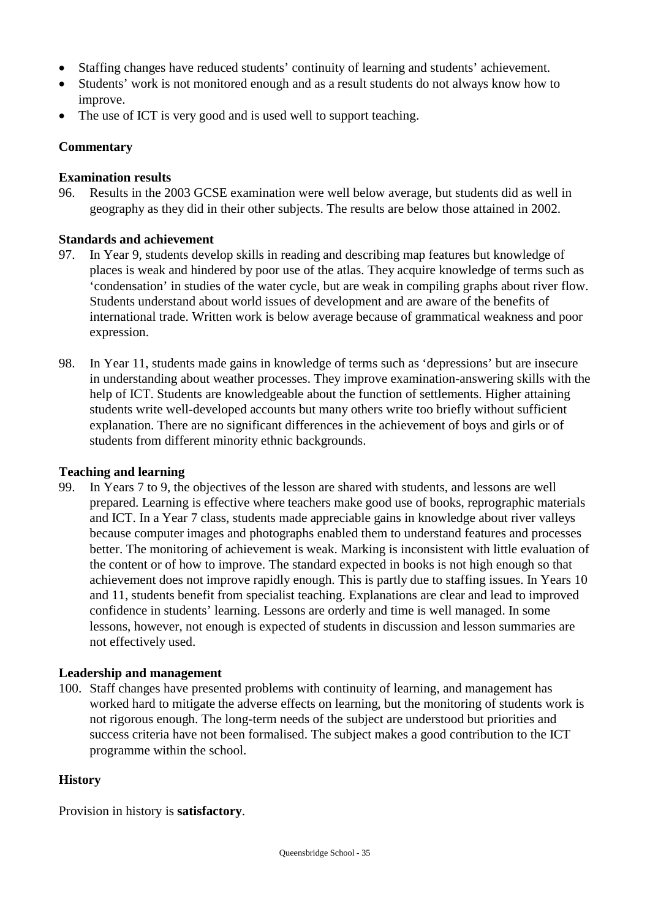- Staffing changes have reduced students' continuity of learning and students' achievement.
- Students' work is not monitored enough and as a result students do not always know how to improve.
- The use of ICT is very good and is used well to support teaching.

**Commentary**

**Examination results**

96. Results in the 2003 GCSE examination were well below average, but students did as well in geography as they did in their other subjects. The results are below those attained in 2002.

**Standards and achievement**

97. In Year 9, students develop skills in reading and describing map features but knowledge of places is weak and hindered by poor use of the atlas. They acquire knowledge of terms such as 'condensation' in studies of the water cycle, but are weak in compiling graphs about river flow. Students understand about world issues of development and are aware of the benefits of international trade. Written work is below average because of grammatical weakness and poor expression.

98. In Year 11, students made gains in knowledge of terms such as 'depressions' but are insecure in understanding about weather processes. They improve examination-answering skills with the help of ICT. Students are knowledgeable about the function of settlements. Higher attaining students write well-developed accounts but many others write too briefly without sufficient explanation. There are no significant differences in the achievement of boys and girls or of students from different minority ethnic backgrounds.

**Teaching and learning**

99. In Years 7 to 9, the objectives of the lesson are shared with students, and lessons are well prepared. Learning is effective where teachers make good use of books, reprographic materials and ICT. In a Year 7 class, students made appreciable gains in knowledge about river valleys because computer images and photographs enabled them to understand features and processes better. The monitoring of achievement is weak. Marking is inconsistent with little evaluation of the content or of how to improve. The standard expected in books is not high enough so that achievement does not improve rapidly enough. This is partly due to staffing issues. In Years 10 and 11, students benefit from specialist teaching. Explanations are clear and lead to improved confidence in students' learning. Lessons are orderly and time is well managed. In some lessons, however, not enough is expected of students in discussion and lesson summaries are not effectively used.

**Leadership and management**

100. Staff changes have presented problems with continuity of learning, and management has worked hard to mitigate the adverse effects on learning, but the monitoring of students work is not rigorous enough. The long-term needs of the subject are understood but priorities and success criteria have not been formalised. The subject makes a good contribution to the ICT programme within the school.

**History**

Provision in history is **satisfactory**.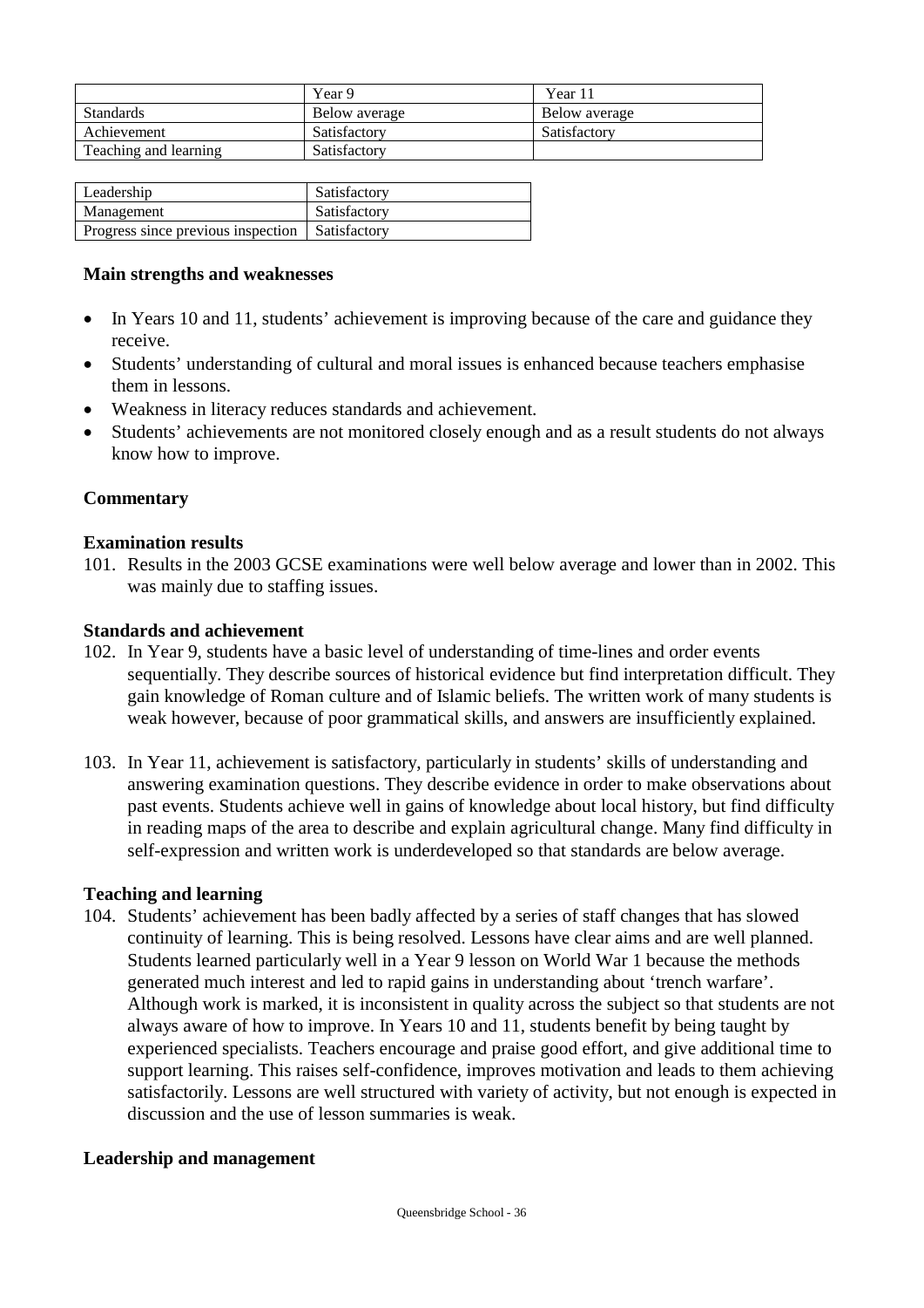| | Year 9 | Year 11 |
|---|---|---|
| Standards | Below average | Below average |
| Achievement | Satisfactory | Satisfactory |
| Teaching and learning | Satisfactory | |

| | |
|---|---|
| Leadership | Satisfactory |
| Management | Satisfactory |
| Progress since previous inspection | Satisfactory |

**Main strengths and weaknesses**

- In Years 10 and 11, students' achievement is improving because of the care and guidance they receive.
- Students' understanding of cultural and moral issues is enhanced because teachers emphasise them in lessons.
- Weakness in literacy reduces standards and achievement.
- Students' achievements are not monitored closely enough and as a result students do not always know how to improve.

**Commentary**

**Examination results**

101. Results in the 2003 GCSE examinations were well below average and lower than in 2002. This was mainly due to staffing issues.

**Standards and achievement**

102. In Year 9, students have a basic level of understanding of time-lines and order events sequentially. They describe sources of historical evidence but find interpretation difficult. They gain knowledge of Roman culture and of Islamic beliefs. The written work of many students is weak however, because of poor grammatical skills, and answers are insufficiently explained.

103. In Year 11, achievement is satisfactory, particularly in students' skills of understanding and answering examination questions. They describe evidence in order to make observations about past events. Students achieve well in gains of knowledge about local history, but find difficulty in reading maps of the area to describe and explain agricultural change. Many find difficulty in self-expression and written work is underdeveloped so that standards are below average.

**Teaching and learning**

104. Students' achievement has been badly affected by a series of staff changes that has slowed continuity of learning. This is being resolved. Lessons have clear aims and are well planned. Students learned particularly well in a Year 9 lesson on World War 1 because the methods generated much interest and led to rapid gains in understanding about 'trench warfare'. Although work is marked, it is inconsistent in quality across the subject so that students are not always aware of how to improve. In Years 10 and 11, students benefit by being taught by experienced specialists. Teachers encourage and praise good effort, and give additional time to support learning. This raises self-confidence, improves motivation and leads to them achieving satisfactorily. Lessons are well structured with variety of activity, but not enough is expected in discussion and the use of lesson summaries is weak.

**Leadership and management**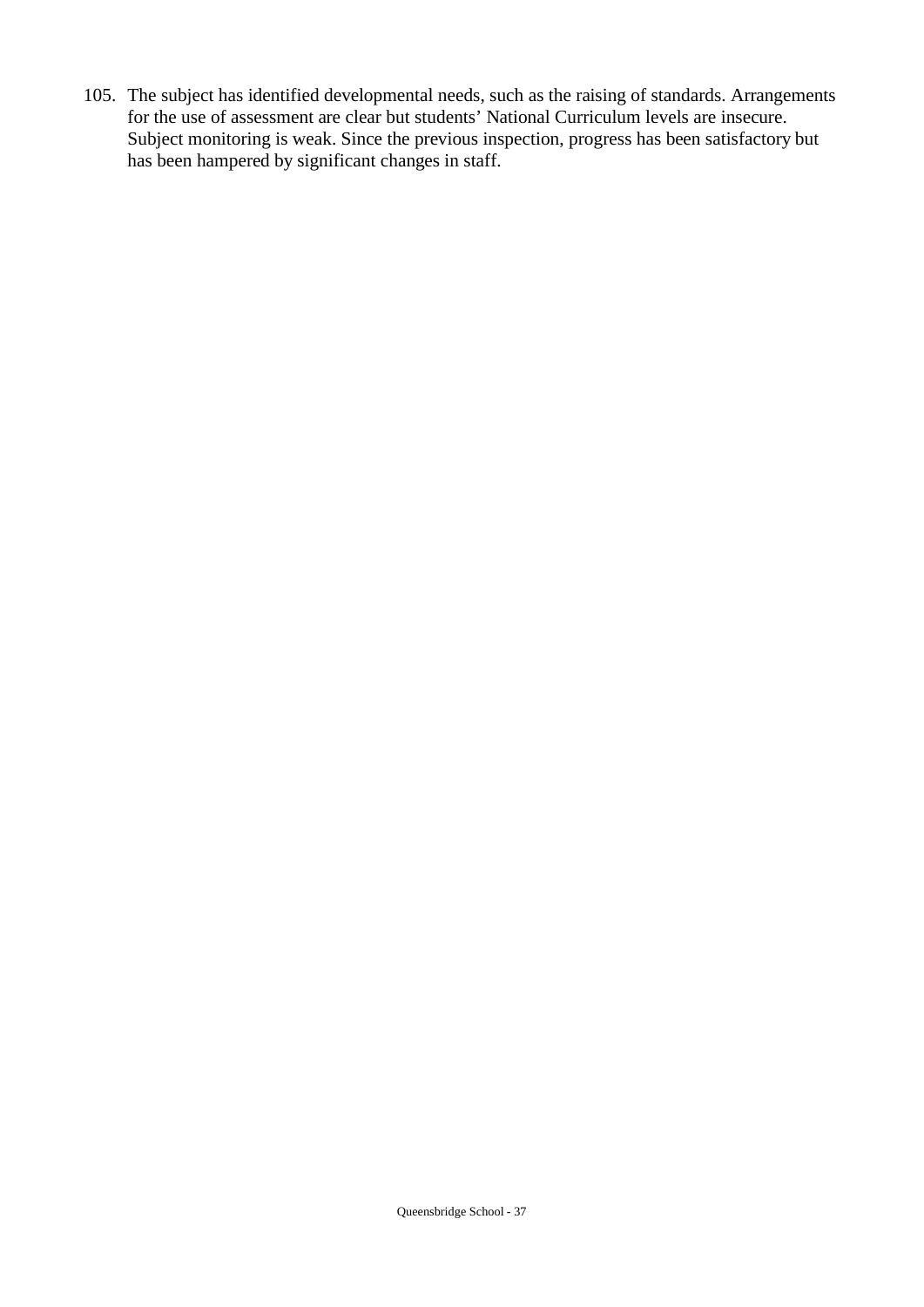105. The subject has identified developmental needs, such as the raising of standards. Arrangements for the use of assessment are clear but students' National Curriculum levels are insecure. Subject monitoring is weak. Since the previous inspection, progress has been satisfactory but has been hampered by significant changes in staff.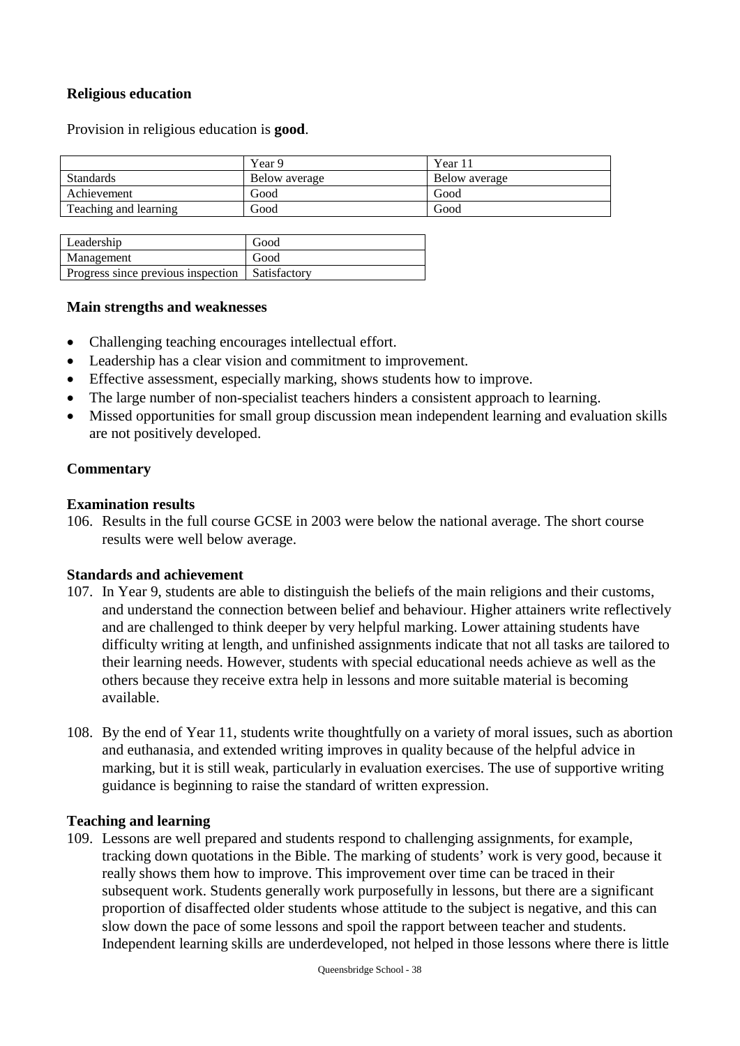## Religious education

Provision in religious education is **good**.

| | Year 9 | Year 11 |
|---|---|---|
| Standards | Below average | Below average |
| Achievement | Good | Good |
| Teaching and learning | Good | Good |

| | |
|---|---|
| Leadership | Good |
| Management | Good |
| Progress since previous inspection | Satisfactory |

### Main strengths and weaknesses

- Challenging teaching encourages intellectual effort.
- Leadership has a clear vision and commitment to improvement.
- Effective assessment, especially marking, shows students how to improve.
- The large number of non-specialist teachers hinders a consistent approach to learning.
- Missed opportunities for small group discussion mean independent learning and evaluation skills are not positively developed.

### Commentary

#### Examination results

106. Results in the full course GCSE in 2003 were below the national average. The short course results were well below average.

#### Standards and achievement

107. In Year 9, students are able to distinguish the beliefs of the main religions and their customs, and understand the connection between belief and behaviour. Higher attainers write reflectively and are challenged to think deeper by very helpful marking. Lower attaining students have difficulty writing at length, and unfinished assignments indicate that not all tasks are tailored to their learning needs. However, students with special educational needs achieve as well as the others because they receive extra help in lessons and more suitable material is becoming available.

108. By the end of Year 11, students write thoughtfully on a variety of moral issues, such as abortion and euthanasia, and extended writing improves in quality because of the helpful advice in marking, but it is still weak, particularly in evaluation exercises. The use of supportive writing guidance is beginning to raise the standard of written expression.

#### Teaching and learning

109. Lessons are well prepared and students respond to challenging assignments, for example, tracking down quotations in the Bible. The marking of students' work is very good, because it really shows them how to improve. This improvement over time can be traced in their subsequent work. Students generally work purposefully in lessons, but there are a significant proportion of disaffected older students whose attitude to the subject is negative, and this can slow down the pace of some lessons and spoil the rapport between teacher and students. Independent learning skills are underdeveloped, not helped in those lessons where there is little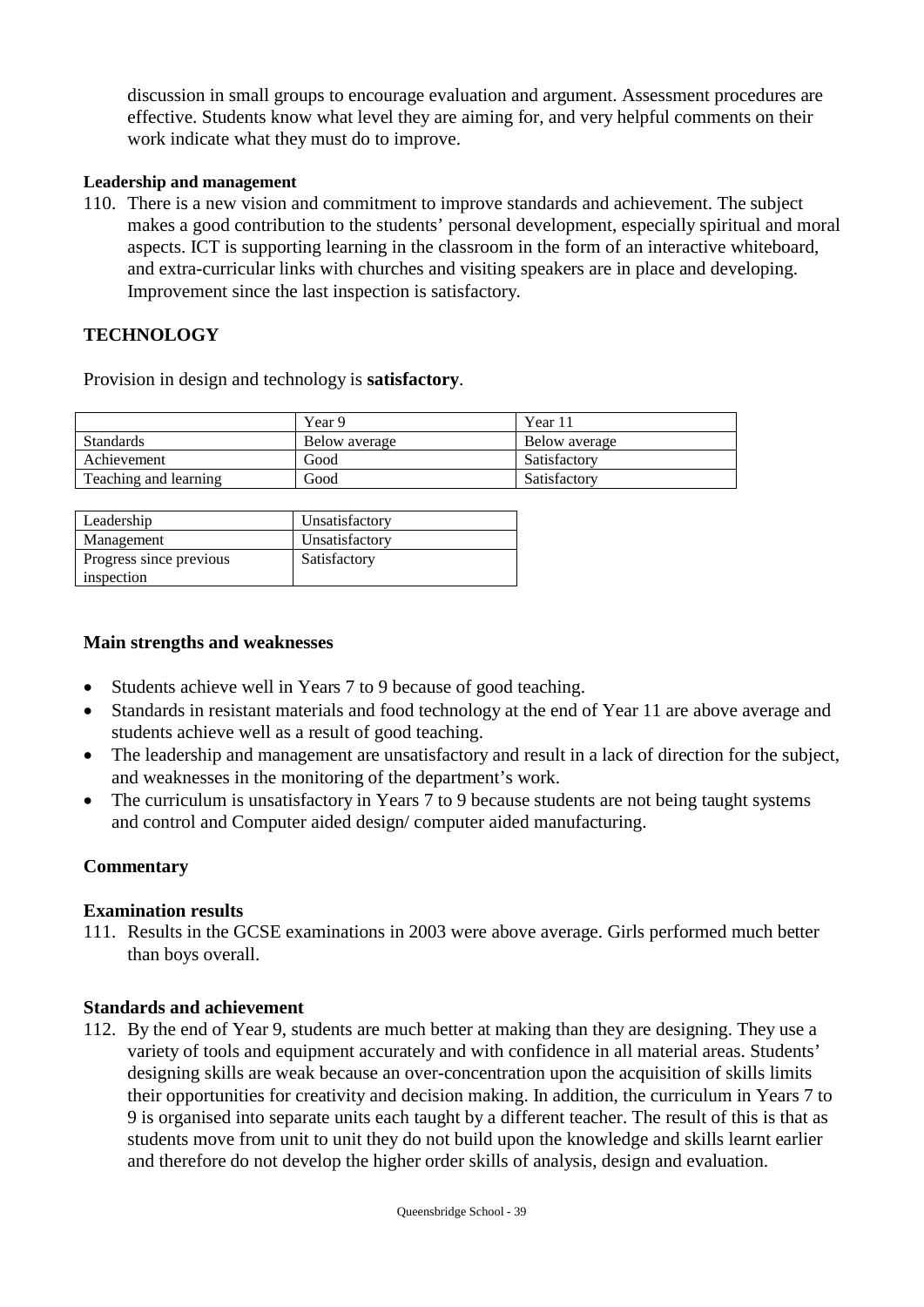discussion in small groups to encourage evaluation and argument. Assessment procedures are effective. Students know what level they are aiming for, and very helpful comments on their work indicate what they must do to improve.

**Leadership and management**

110. There is a new vision and commitment to improve standards and achievement. The subject makes a good contribution to the students' personal development, especially spiritual and moral aspects. ICT is supporting learning in the classroom in the form of an interactive whiteboard, and extra-curricular links with churches and visiting speakers are in place and developing. Improvement since the last inspection is satisfactory.

## TECHNOLOGY

Provision in design and technology is **satisfactory**.

| | Year 9 | Year 11 |
|---|---|---|
| Standards | Below average | Below average |
| Achievement | Good | Satisfactory |
| Teaching and learning | Good | Satisfactory |

| | |
|---|---|
| Leadership | Unsatisfactory |
| Management | Unsatisfactory |
| Progress since previous inspection | Satisfactory |

### Main strengths and weaknesses

- Students achieve well in Years 7 to 9 because of good teaching.
- Standards in resistant materials and food technology at the end of Year 11 are above average and students achieve well as a result of good teaching.
- The leadership and management are unsatisfactory and result in a lack of direction for the subject, and weaknesses in the monitoring of the department's work.
- The curriculum is unsatisfactory in Years 7 to 9 because students are not being taught systems and control and Computer aided design/ computer aided manufacturing.

### Commentary

**Examination results**

111. Results in the GCSE examinations in 2003 were above average. Girls performed much better than boys overall.

**Standards and achievement**

112. By the end of Year 9, students are much better at making than they are designing. They use a variety of tools and equipment accurately and with confidence in all material areas. Students' designing skills are weak because an over-concentration upon the acquisition of skills limits their opportunities for creativity and decision making. In addition, the curriculum in Years 7 to 9 is organised into separate units each taught by a different teacher. The result of this is that as students move from unit to unit they do not build upon the knowledge and skills learnt earlier and therefore do not develop the higher order skills of analysis, design and evaluation.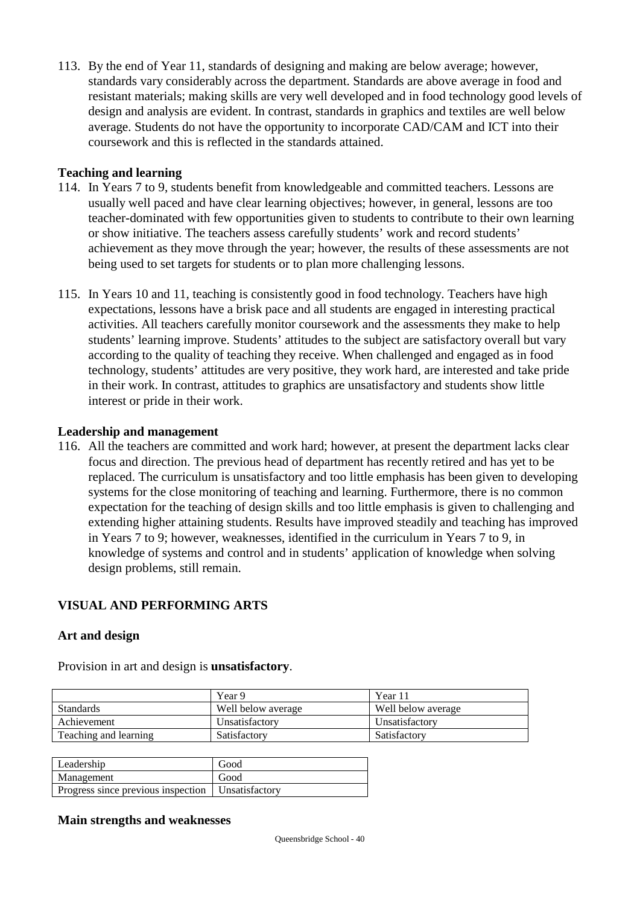113. By the end of Year 11, standards of designing and making are below average; however, standards vary considerably across the department. Standards are above average in food and resistant materials; making skills are very well developed and in food technology good levels of design and analysis are evident. In contrast, standards in graphics and textiles are well below average. Students do not have the opportunity to incorporate CAD/CAM and ICT into their coursework and this is reflected in the standards attained.

### Teaching and learning

114. In Years 7 to 9, students benefit from knowledgeable and committed teachers. Lessons are usually well paced and have clear learning objectives; however, in general, lessons are too teacher-dominated with few opportunities given to students to contribute to their own learning or show initiative. The teachers assess carefully students' work and record students' achievement as they move through the year; however, the results of these assessments are not being used to set targets for students or to plan more challenging lessons.

115. In Years 10 and 11, teaching is consistently good in food technology. Teachers have high expectations, lessons have a brisk pace and all students are engaged in interesting practical activities. All teachers carefully monitor coursework and the assessments they make to help students' learning improve. Students' attitudes to the subject are satisfactory overall but vary according to the quality of teaching they receive. When challenged and engaged as in food technology, students' attitudes are very positive, they work hard, are interested and take pride in their work. In contrast, attitudes to graphics are unsatisfactory and students show little interest or pride in their work.

### Leadership and management

116. All the teachers are committed and work hard; however, at present the department lacks clear focus and direction. The previous head of department has recently retired and has yet to be replaced. The curriculum is unsatisfactory and too little emphasis has been given to developing systems for the close monitoring of teaching and learning. Furthermore, there is no common expectation for the teaching of design skills and too little emphasis is given to challenging and extending higher attaining students. Results have improved steadily and teaching has improved in Years 7 to 9; however, weaknesses, identified in the curriculum in Years 7 to 9, in knowledge of systems and control and in students' application of knowledge when solving design problems, still remain.

## VISUAL AND PERFORMING ARTS

### Art and design

Provision in art and design is **unsatisfactory**.

| | Year 9 | Year 11 |
|---|---|---|
| Standards | Well below average | Well below average |
| Achievement | Unsatisfactory | Unsatisfactory |
| Teaching and learning | Satisfactory | Satisfactory |

| | |
|---|---|
| Leadership | Good |
| Management | Good |
| Progress since previous inspection | Unsatisfactory |

### Main strengths and weaknesses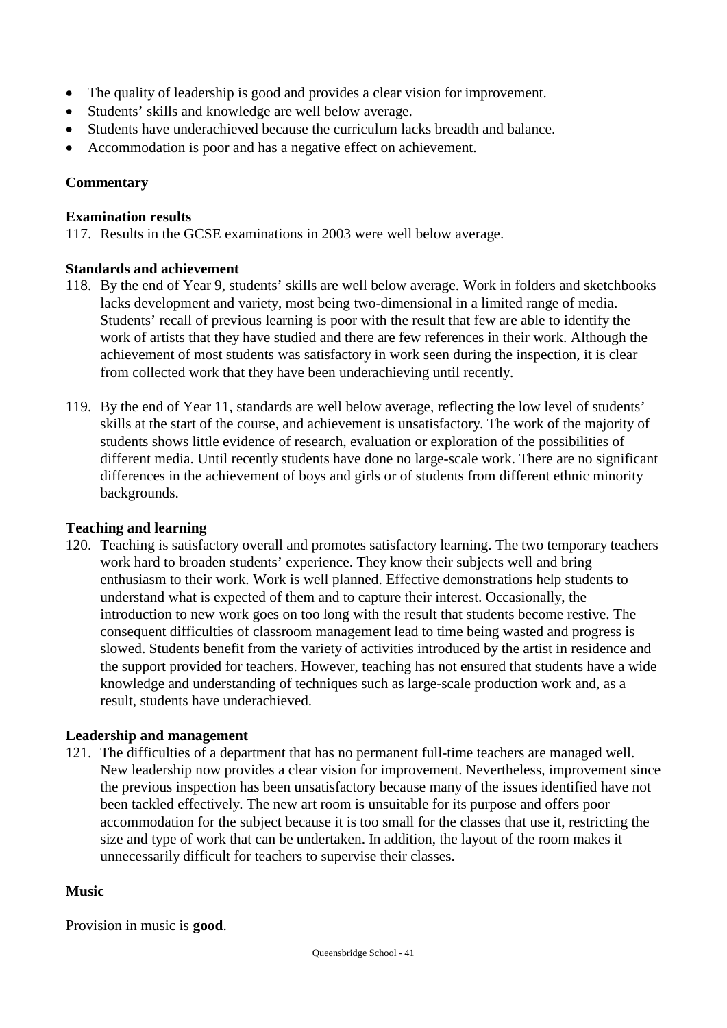- The quality of leadership is good and provides a clear vision for improvement.
- Students' skills and knowledge are well below average.
- Students have underachieved because the curriculum lacks breadth and balance.
- Accommodation is poor and has a negative effect on achievement.

**Commentary**

**Examination results**

117. Results in the GCSE examinations in 2003 were well below average.

**Standards and achievement**

118. By the end of Year 9, students' skills are well below average. Work in folders and sketchbooks lacks development and variety, most being two-dimensional in a limited range of media. Students' recall of previous learning is poor with the result that few are able to identify the work of artists that they have studied and there are few references in their work. Although the achievement of most students was satisfactory in work seen during the inspection, it is clear from collected work that they have been underachieving until recently.

119. By the end of Year 11, standards are well below average, reflecting the low level of students' skills at the start of the course, and achievement is unsatisfactory. The work of the majority of students shows little evidence of research, evaluation or exploration of the possibilities of different media. Until recently students have done no large-scale work. There are no significant differences in the achievement of boys and girls or of students from different ethnic minority backgrounds.

**Teaching and learning**

120. Teaching is satisfactory overall and promotes satisfactory learning. The two temporary teachers work hard to broaden students' experience. They know their subjects well and bring enthusiasm to their work. Work is well planned. Effective demonstrations help students to understand what is expected of them and to capture their interest. Occasionally, the introduction to new work goes on too long with the result that students become restive. The consequent difficulties of classroom management lead to time being wasted and progress is slowed. Students benefit from the variety of activities introduced by the artist in residence and the support provided for teachers. However, teaching has not ensured that students have a wide knowledge and understanding of techniques such as large-scale production work and, as a result, students have underachieved.

**Leadership and management**

121. The difficulties of a department that has no permanent full-time teachers are managed well. New leadership now provides a clear vision for improvement. Nevertheless, improvement since the previous inspection has been unsatisfactory because many of the issues identified have not been tackled effectively. The new art room is unsuitable for its purpose and offers poor accommodation for the subject because it is too small for the classes that use it, restricting the size and type of work that can be undertaken. In addition, the layout of the room makes it unnecessarily difficult for teachers to supervise their classes.

**Music**

Provision in music is **good**.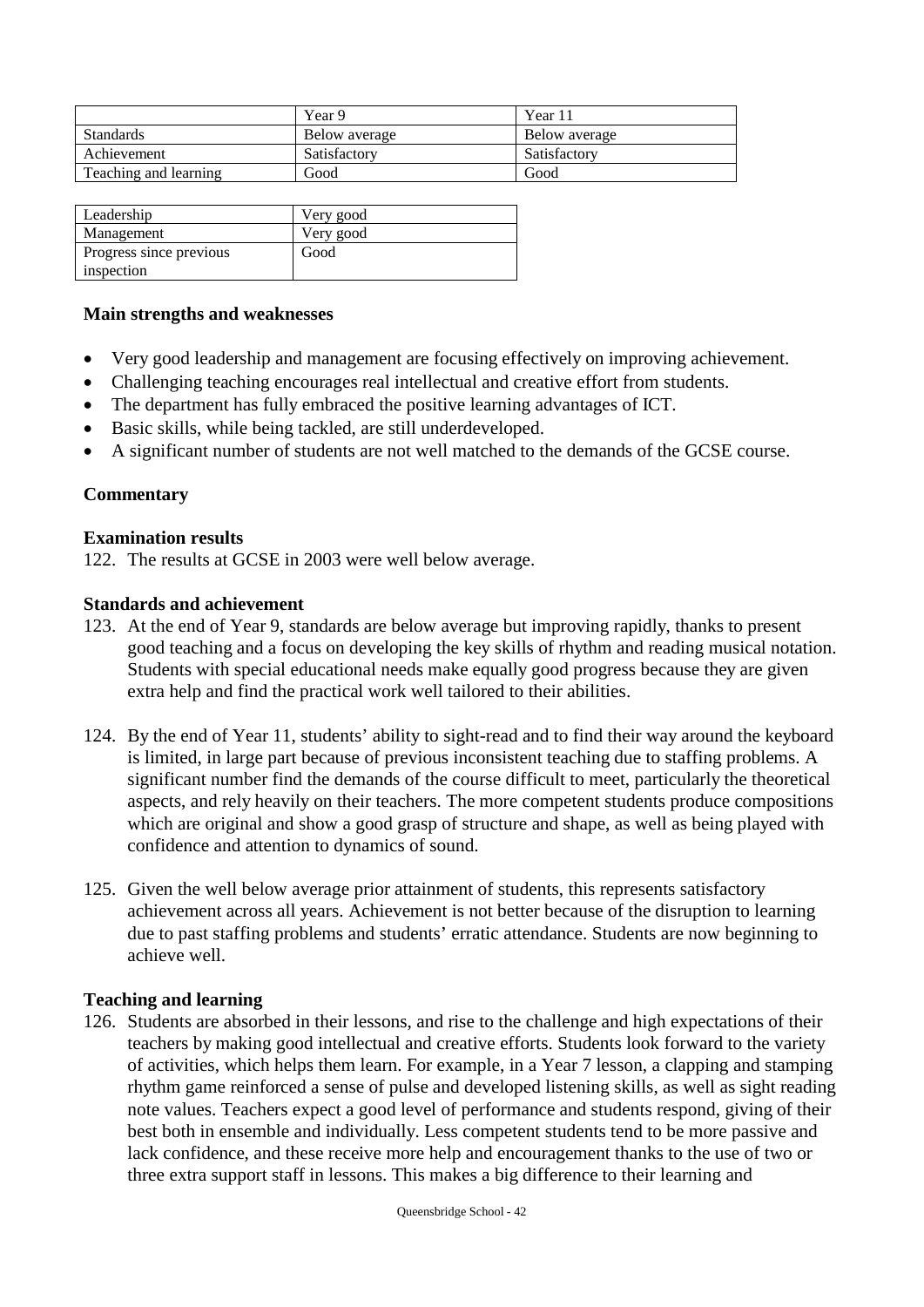| | Year 9 | Year 11 |
|---|---|---|
| Standards | Below average | Below average |
| Achievement | Satisfactory | Satisfactory |
| Teaching and learning | Good | Good |

| | |
|---|---|
| Leadership | Very good |
| Management | Very good |
| Progress since previous inspection | Good |

**Main strengths and weaknesses**

- Very good leadership and management are focusing effectively on improving achievement.
- Challenging teaching encourages real intellectual and creative effort from students.
- The department has fully embraced the positive learning advantages of ICT.
- Basic skills, while being tackled, are still underdeveloped.
- A significant number of students are not well matched to the demands of the GCSE course.

**Commentary**

**Examination results**

122. The results at GCSE in 2003 were well below average.

**Standards and achievement**

123. At the end of Year 9, standards are below average but improving rapidly, thanks to present good teaching and a focus on developing the key skills of rhythm and reading musical notation. Students with special educational needs make equally good progress because they are given extra help and find the practical work well tailored to their abilities.

124. By the end of Year 11, students' ability to sight-read and to find their way around the keyboard is limited, in large part because of previous inconsistent teaching due to staffing problems. A significant number find the demands of the course difficult to meet, particularly the theoretical aspects, and rely heavily on their teachers. The more competent students produce compositions which are original and show a good grasp of structure and shape, as well as being played with confidence and attention to dynamics of sound.

125. Given the well below average prior attainment of students, this represents satisfactory achievement across all years. Achievement is not better because of the disruption to learning due to past staffing problems and students' erratic attendance. Students are now beginning to achieve well.

**Teaching and learning**

126. Students are absorbed in their lessons, and rise to the challenge and high expectations of their teachers by making good intellectual and creative efforts. Students look forward to the variety of activities, which helps them learn. For example, in a Year 7 lesson, a clapping and stamping rhythm game reinforced a sense of pulse and developed listening skills, as well as sight reading note values. Teachers expect a good level of performance and students respond, giving of their best both in ensemble and individually. Less competent students tend to be more passive and lack confidence, and these receive more help and encouragement thanks to the use of two or three extra support staff in lessons. This makes a big difference to their learning and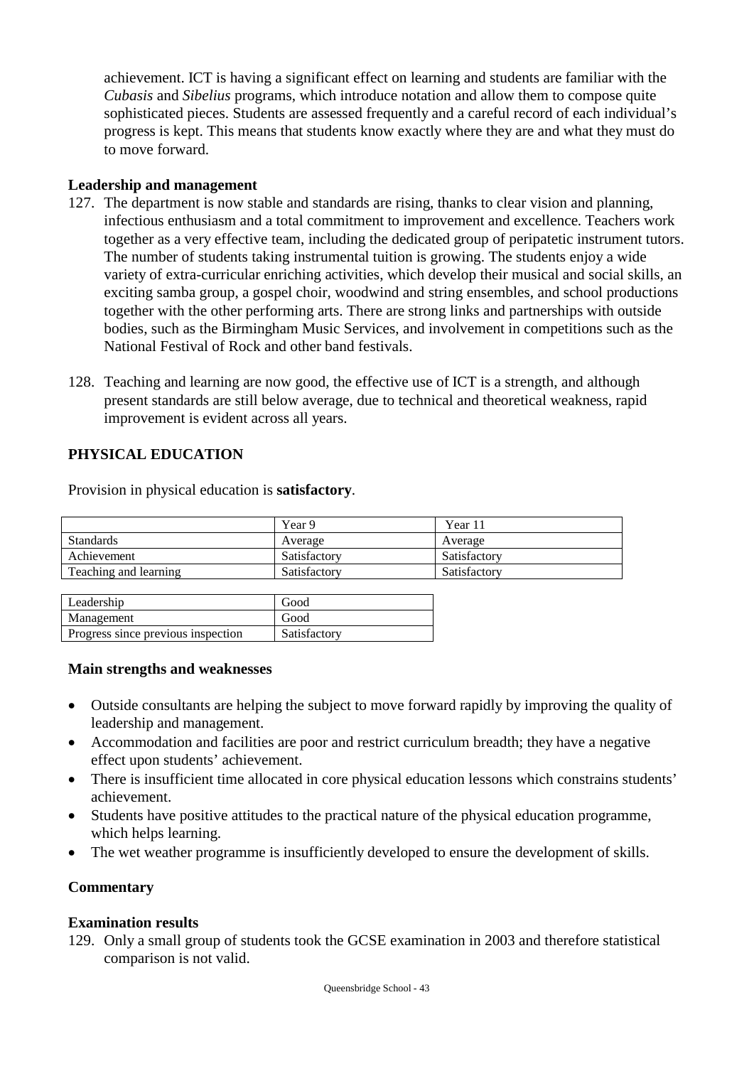achievement. ICT is having a significant effect on learning and students are familiar with the *Cubasis* and *Sibelius* programs, which introduce notation and allow them to compose quite sophisticated pieces. Students are assessed frequently and a careful record of each individual's progress is kept. This means that students know exactly where they are and what they must do to move forward.

**Leadership and management**

127. The department is now stable and standards are rising, thanks to clear vision and planning, infectious enthusiasm and a total commitment to improvement and excellence. Teachers work together as a very effective team, including the dedicated group of peripatetic instrument tutors. The number of students taking instrumental tuition is growing. The students enjoy a wide variety of extra-curricular enriching activities, which develop their musical and social skills, an exciting samba group, a gospel choir, woodwind and string ensembles, and school productions together with the other performing arts. There are strong links and partnerships with outside bodies, such as the Birmingham Music Services, and involvement in competitions such as the National Festival of Rock and other band festivals.

128. Teaching and learning are now good, the effective use of ICT is a strength, and although present standards are still below average, due to technical and theoretical weakness, rapid improvement is evident across all years.

## PHYSICAL EDUCATION

Provision in physical education is **satisfactory**.

| | Year 9 | Year 11 |
|---|---|---|
| Standards | Average | Average |
| Achievement | Satisfactory | Satisfactory |
| Teaching and learning | Satisfactory | Satisfactory |

| | |
|---|---|
| Leadership | Good |
| Management | Good |
| Progress since previous inspection | Satisfactory |

**Main strengths and weaknesses**

- Outside consultants are helping the subject to move forward rapidly by improving the quality of leadership and management.
- Accommodation and facilities are poor and restrict curriculum breadth; they have a negative effect upon students' achievement.
- There is insufficient time allocated in core physical education lessons which constrains students' achievement.
- Students have positive attitudes to the practical nature of the physical education programme, which helps learning.
- The wet weather programme is insufficiently developed to ensure the development of skills.

**Commentary**

**Examination results**

129. Only a small group of students took the GCSE examination in 2003 and therefore statistical comparison is not valid.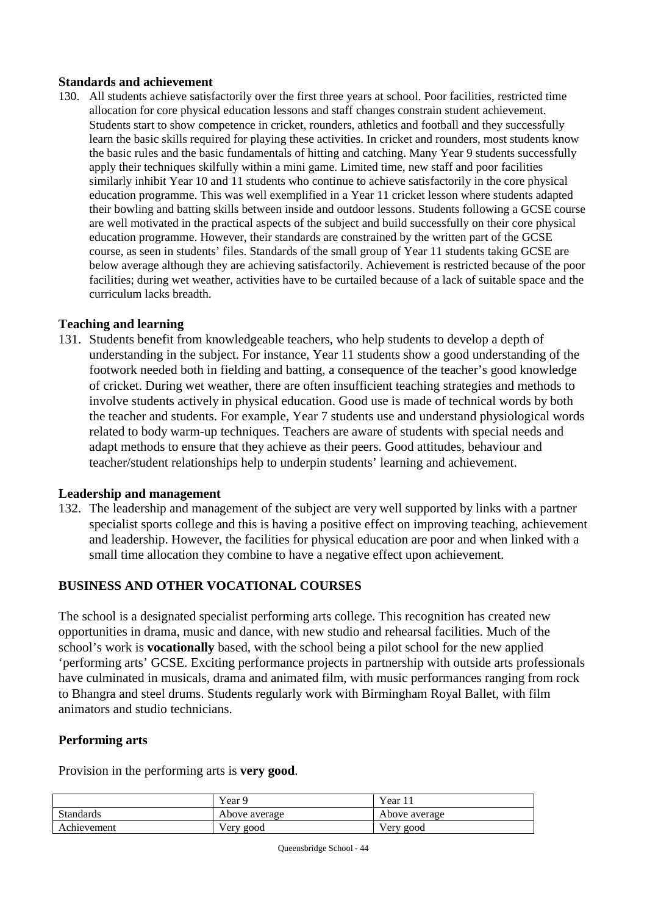### Standards and achievement

130. All students achieve satisfactorily over the first three years at school. Poor facilities, restricted time allocation for core physical education lessons and staff changes constrain student achievement. Students start to show competence in cricket, rounders, athletics and football and they successfully learn the basic skills required for playing these activities. In cricket and rounders, most students know the basic rules and the basic fundamentals of hitting and catching. Many Year 9 students successfully apply their techniques skilfully within a mini game. Limited time, new staff and poor facilities similarly inhibit Year 10 and 11 students who continue to achieve satisfactorily in the core physical education programme. This was well exemplified in a Year 11 cricket lesson where students adapted their bowling and batting skills between inside and outdoor lessons. Students following a GCSE course are well motivated in the practical aspects of the subject and build successfully on their core physical education programme. However, their standards are constrained by the written part of the GCSE course, as seen in students' files. Standards of the small group of Year 11 students taking GCSE are below average although they are achieving satisfactorily. Achievement is restricted because of the poor facilities; during wet weather, activities have to be curtailed because of a lack of suitable space and the curriculum lacks breadth.

### Teaching and learning

131. Students benefit from knowledgeable teachers, who help students to develop a depth of understanding in the subject. For instance, Year 11 students show a good understanding of the footwork needed both in fielding and batting, a consequence of the teacher's good knowledge of cricket. During wet weather, there are often insufficient teaching strategies and methods to involve students actively in physical education. Good use is made of technical words by both the teacher and students. For example, Year 7 students use and understand physiological words related to body warm-up techniques. Teachers are aware of students with special needs and adapt methods to ensure that they achieve as their peers. Good attitudes, behaviour and teacher/student relationships help to underpin students' learning and achievement.

### Leadership and management

132. The leadership and management of the subject are very well supported by links with a partner specialist sports college and this is having a positive effect on improving teaching, achievement and leadership. However, the facilities for physical education are poor and when linked with a small time allocation they combine to have a negative effect upon achievement.

## BUSINESS AND OTHER VOCATIONAL COURSES

The school is a designated specialist performing arts college. This recognition has created new opportunities in drama, music and dance, with new studio and rehearsal facilities. Much of the school's work is **vocationally** based, with the school being a pilot school for the new applied 'performing arts' GCSE. Exciting performance projects in partnership with outside arts professionals have culminated in musicals, drama and animated film, with music performances ranging from rock to Bhangra and steel drums. Students regularly work with Birmingham Royal Ballet, with film animators and studio technicians.

### Performing arts

Provision in the performing arts is **very good**.

| | Year 9 | Year 11 |
|---|---|---|
| Standards | Above average | Above average |
| Achievement | Very good | Very good |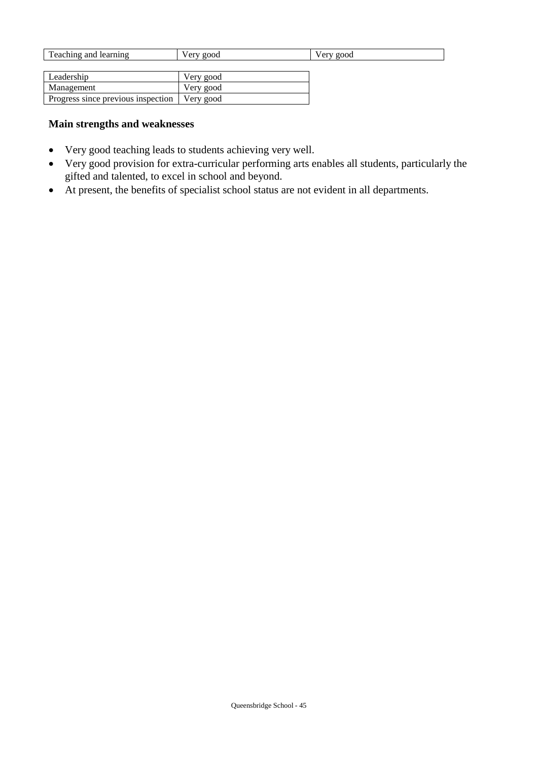| Teaching and learning | Very good | Very good |
|---|---|---|

| Leadership | Very good |
|---|---|
| Management | Very good |
| Progress since previous inspection | Very good |

### Main strengths and weaknesses

- Very good teaching leads to students achieving very well.
- Very good provision for extra-curricular performing arts enables all students, particularly the gifted and talented, to excel in school and beyond.
- At present, the benefits of specialist school status are not evident in all departments.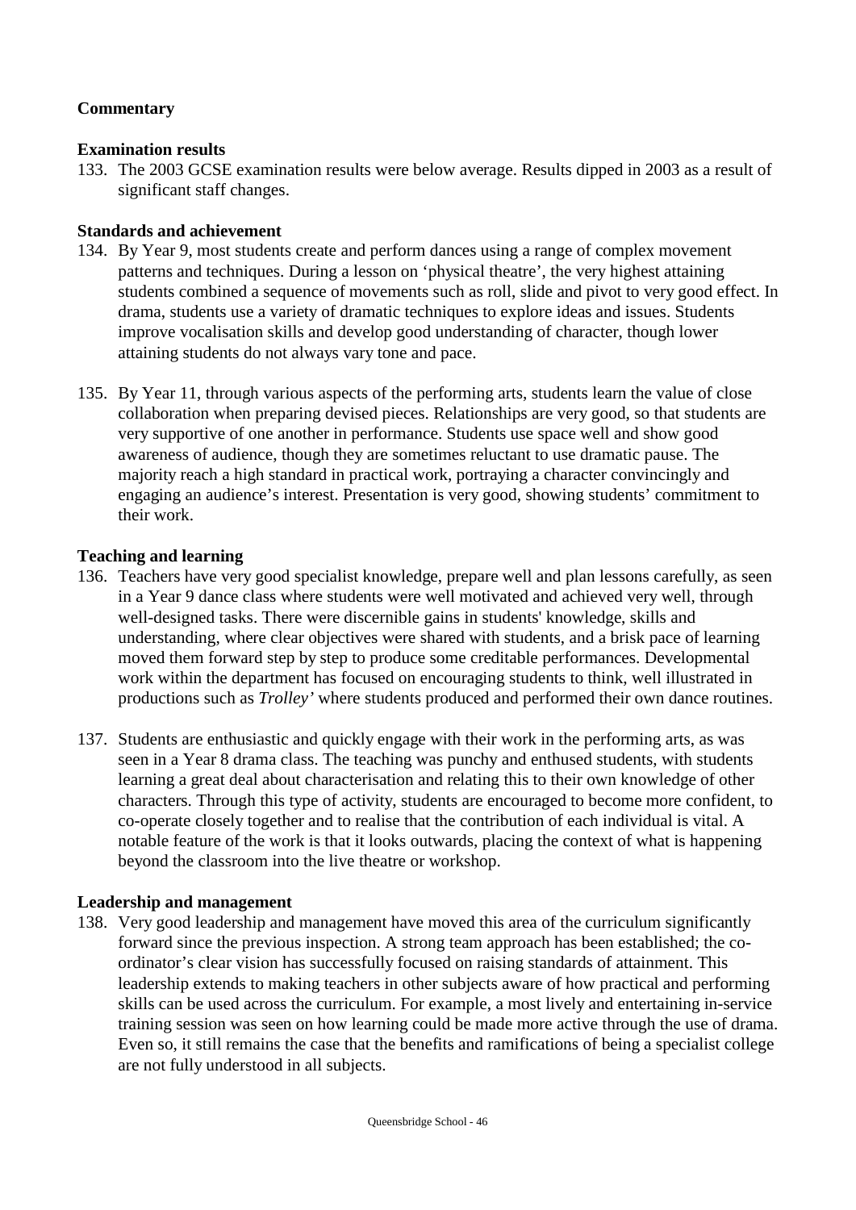**Commentary**

**Examination results**

133. The 2003 GCSE examination results were below average. Results dipped in 2003 as a result of significant staff changes.

**Standards and achievement**

134. By Year 9, most students create and perform dances using a range of complex movement patterns and techniques. During a lesson on 'physical theatre', the very highest attaining students combined a sequence of movements such as roll, slide and pivot to very good effect. In drama, students use a variety of dramatic techniques to explore ideas and issues. Students improve vocalisation skills and develop good understanding of character, though lower attaining students do not always vary tone and pace.

135. By Year 11, through various aspects of the performing arts, students learn the value of close collaboration when preparing devised pieces. Relationships are very good, so that students are very supportive of one another in performance. Students use space well and show good awareness of audience, though they are sometimes reluctant to use dramatic pause. The majority reach a high standard in practical work, portraying a character convincingly and engaging an audience's interest. Presentation is very good, showing students' commitment to their work.

**Teaching and learning**

136. Teachers have very good specialist knowledge, prepare well and plan lessons carefully, as seen in a Year 9 dance class where students were well motivated and achieved very well, through well-designed tasks. There were discernible gains in students' knowledge, skills and understanding, where clear objectives were shared with students, and a brisk pace of learning moved them forward step by step to produce some creditable performances. Developmental work within the department has focused on encouraging students to think, well illustrated in productions such as *Trolley'* where students produced and performed their own dance routines.

137. Students are enthusiastic and quickly engage with their work in the performing arts, as was seen in a Year 8 drama class. The teaching was punchy and enthused students, with students learning a great deal about characterisation and relating this to their own knowledge of other characters. Through this type of activity, students are encouraged to become more confident, to co-operate closely together and to realise that the contribution of each individual is vital. A notable feature of the work is that it looks outwards, placing the context of what is happening beyond the classroom into the live theatre or workshop.

**Leadership and management**

138. Very good leadership and management have moved this area of the curriculum significantly forward since the previous inspection. A strong team approach has been established; the co-ordinator's clear vision has successfully focused on raising standards of attainment. This leadership extends to making teachers in other subjects aware of how practical and performing skills can be used across the curriculum. For example, a most lively and entertaining in-service training session was seen on how learning could be made more active through the use of drama. Even so, it still remains the case that the benefits and ramifications of being a specialist college are not fully understood in all subjects.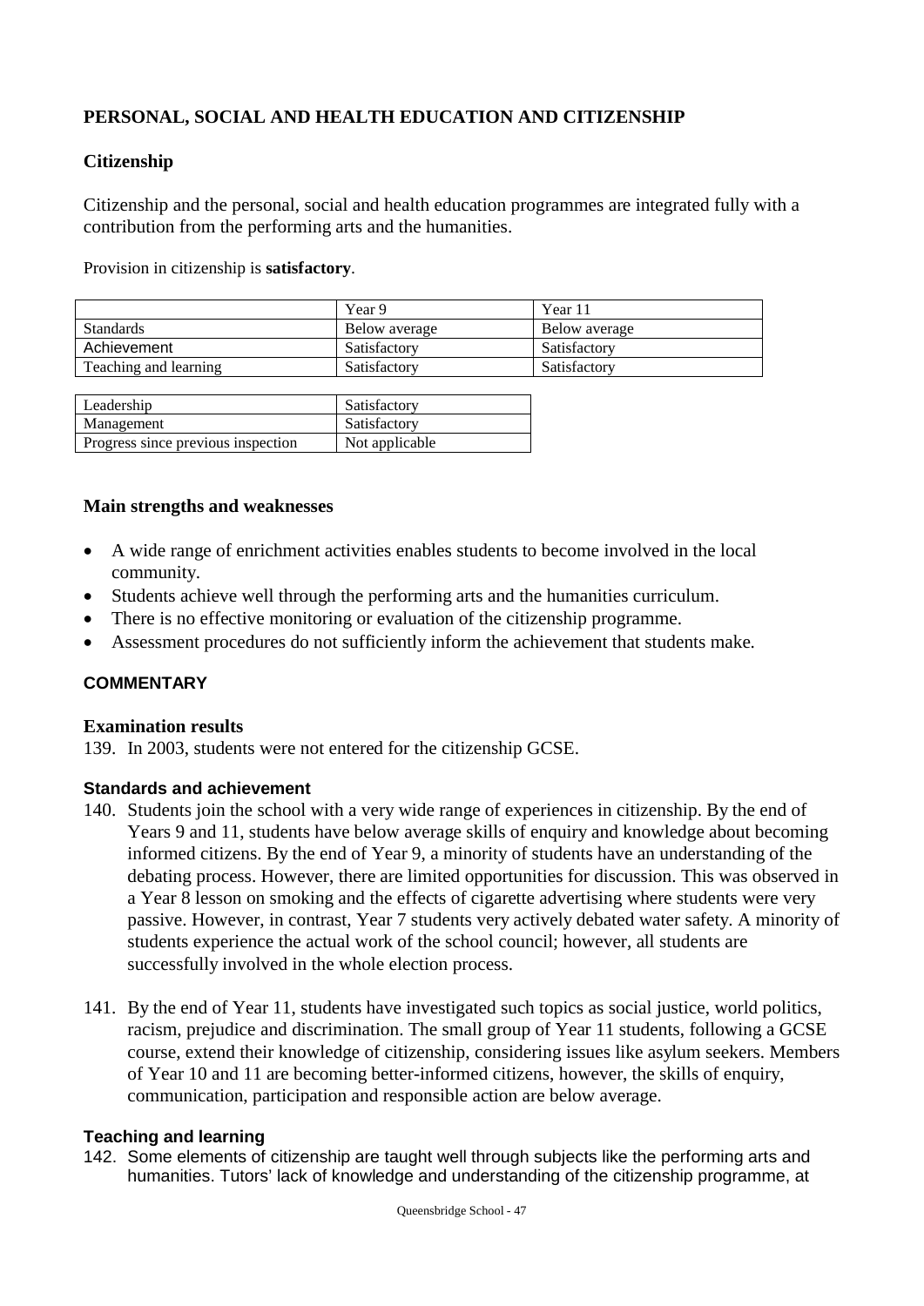## PERSONAL, SOCIAL AND HEALTH EDUCATION AND CITIZENSHIP

### Citizenship

Citizenship and the personal, social and health education programmes are integrated fully with a contribution from the performing arts and the humanities.

Provision in citizenship is **satisfactory**.

| | Year 9 | Year 11 |
|---|---|---|
| Standards | Below average | Below average |
| Achievement | Satisfactory | Satisfactory |
| Teaching and learning | Satisfactory | Satisfactory |

| | |
|---|---|
| Leadership | Satisfactory |
| Management | Satisfactory |
| Progress since previous inspection | Not applicable |

### Main strengths and weaknesses

- A wide range of enrichment activities enables students to become involved in the local community.
- Students achieve well through the performing arts and the humanities curriculum.
- There is no effective monitoring or evaluation of the citizenship programme.
- Assessment procedures do not sufficiently inform the achievement that students make.

### COMMENTARY

#### Examination results

139. In 2003, students were not entered for the citizenship GCSE.

#### Standards and achievement

140. Students join the school with a very wide range of experiences in citizenship. By the end of Years 9 and 11, students have below average skills of enquiry and knowledge about becoming informed citizens. By the end of Year 9, a minority of students have an understanding of the debating process. However, there are limited opportunities for discussion. This was observed in a Year 8 lesson on smoking and the effects of cigarette advertising where students were very passive. However, in contrast, Year 7 students very actively debated water safety. A minority of students experience the actual work of the school council; however, all students are successfully involved in the whole election process.

141. By the end of Year 11, students have investigated such topics as social justice, world politics, racism, prejudice and discrimination. The small group of Year 11 students, following a GCSE course, extend their knowledge of citizenship, considering issues like asylum seekers. Members of Year 10 and 11 are becoming better-informed citizens, however, the skills of enquiry, communication, participation and responsible action are below average.

#### Teaching and learning

142. Some elements of citizenship are taught well through subjects like the performing arts and humanities. Tutors' lack of knowledge and understanding of the citizenship programme, at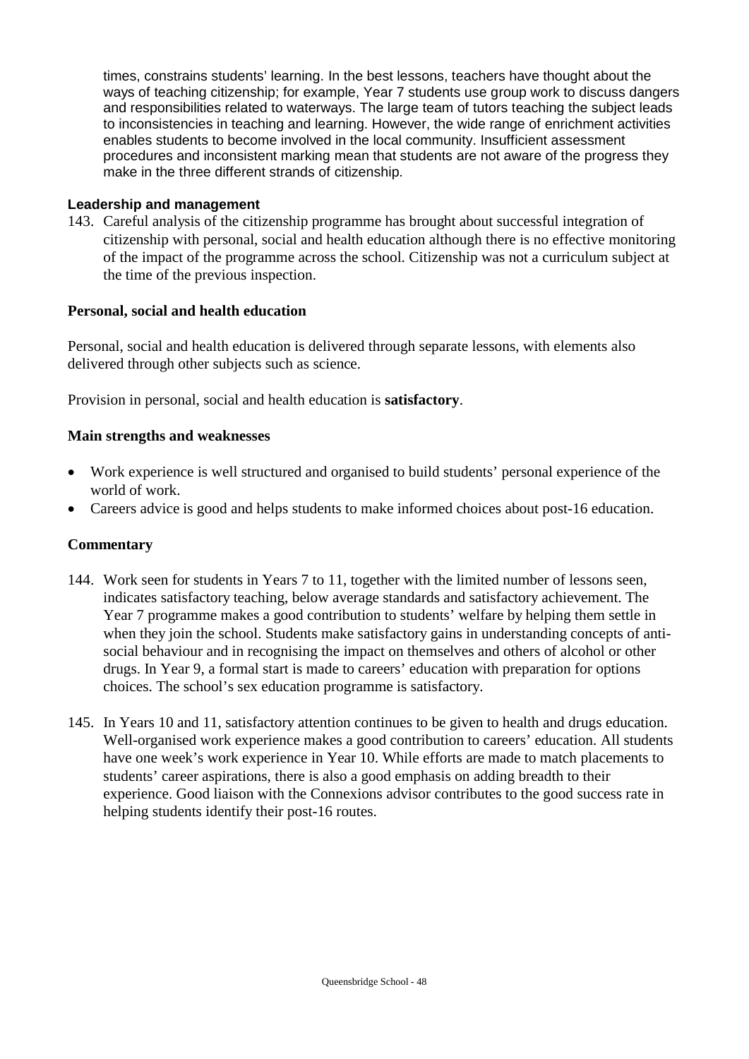times, constrains students' learning. In the best lessons, teachers have thought about the ways of teaching citizenship; for example, Year 7 students use group work to discuss dangers and responsibilities related to waterways. The large team of tutors teaching the subject leads to inconsistencies in teaching and learning. However, the wide range of enrichment activities enables students to become involved in the local community. Insufficient assessment procedures and inconsistent marking mean that students are not aware of the progress they make in the three different strands of citizenship.

**Leadership and management**

143. Careful analysis of the citizenship programme has brought about successful integration of citizenship with personal, social and health education although there is no effective monitoring of the impact of the programme across the school. Citizenship was not a curriculum subject at the time of the previous inspection.

### Personal, social and health education

Personal, social and health education is delivered through separate lessons, with elements also delivered through other subjects such as science.

Provision in personal, social and health education is **satisfactory**.

**Main strengths and weaknesses**

- Work experience is well structured and organised to build students' personal experience of the world of work.
- Careers advice is good and helps students to make informed choices about post-16 education.

**Commentary**

144. Work seen for students in Years 7 to 11, together with the limited number of lessons seen, indicates satisfactory teaching, below average standards and satisfactory achievement. The Year 7 programme makes a good contribution to students' welfare by helping them settle in when they join the school. Students make satisfactory gains in understanding concepts of anti-social behaviour and in recognising the impact on themselves and others of alcohol or other drugs. In Year 9, a formal start is made to careers' education with preparation for options choices. The school's sex education programme is satisfactory.

145. In Years 10 and 11, satisfactory attention continues to be given to health and drugs education. Well-organised work experience makes a good contribution to careers' education. All students have one week's work experience in Year 10. While efforts are made to match placements to students' career aspirations, there is also a good emphasis on adding breadth to their experience. Good liaison with the Connexions advisor contributes to the good success rate in helping students identify their post-16 routes.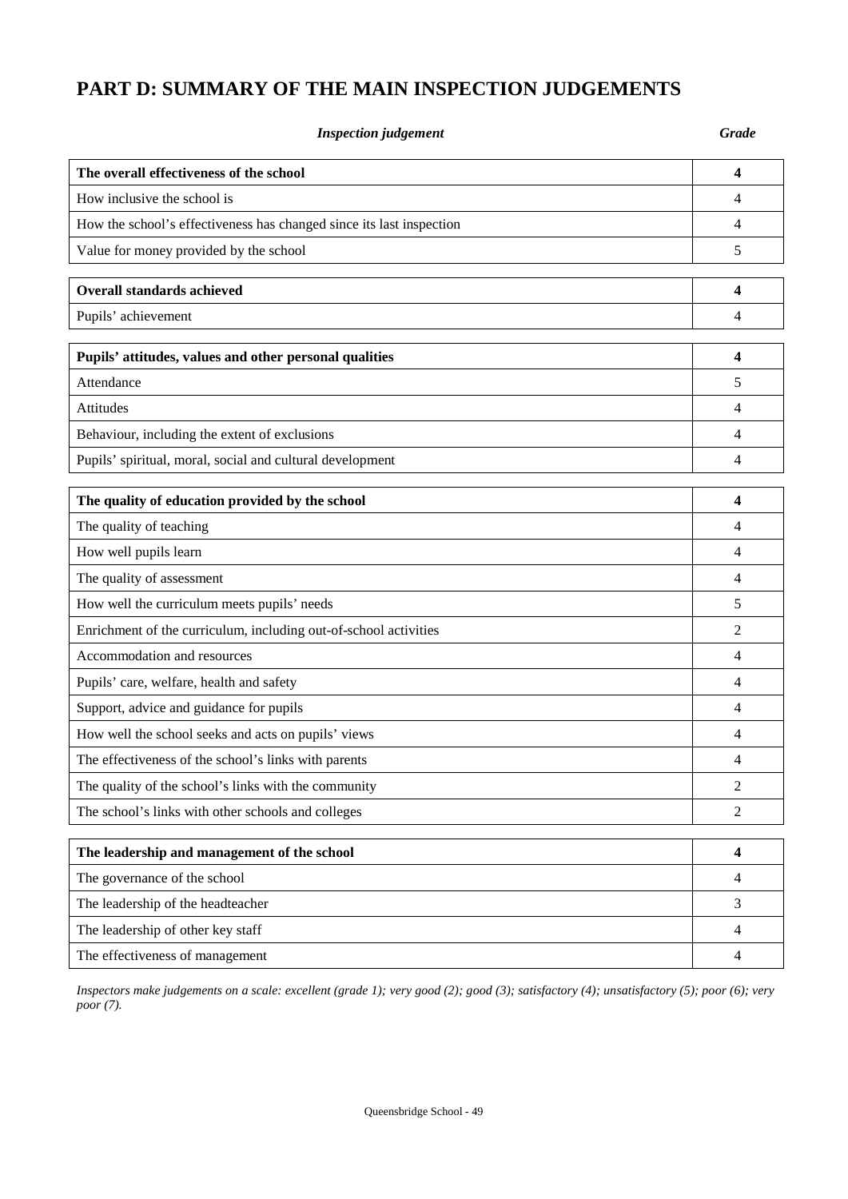# PART D: SUMMARY OF THE MAIN INSPECTION JUDGEMENTS

| *Inspection judgement* | *Grade* |
|---|---|
| **The overall effectiveness of the school** | **4** |
| How inclusive the school is | 4 |
| How the school's effectiveness has changed since its last inspection | 4 |
| Value for money provided by the school | 5 |
| **Overall standards achieved** | **4** |
| Pupils' achievement | 4 |
| **Pupils' attitudes, values and other personal qualities** | **4** |
| Attendance | 5 |
| Attitudes | 4 |
| Behaviour, including the extent of exclusions | 4 |
| Pupils' spiritual, moral, social and cultural development | 4 |
| **The quality of education provided by the school** | **4** |
| The quality of teaching | 4 |
| How well pupils learn | 4 |
| The quality of assessment | 4 |
| How well the curriculum meets pupils' needs | 5 |
| Enrichment of the curriculum, including out-of-school activities | 2 |
| Accommodation and resources | 4 |
| Pupils' care, welfare, health and safety | 4 |
| Support, advice and guidance for pupils | 4 |
| How well the school seeks and acts on pupils' views | 4 |
| The effectiveness of the school's links with parents | 4 |
| The quality of the school's links with the community | 2 |
| The school's links with other schools and colleges | 2 |
| **The leadership and management of the school** | **4** |
| The governance of the school | 4 |
| The leadership of the headteacher | 3 |
| The leadership of other key staff | 4 |
| The effectiveness of management | 4 |

*Inspectors make judgements on a scale: excellent (grade 1); very good (2); good (3); satisfactory (4); unsatisfactory (5); poor (6); very poor (7).*